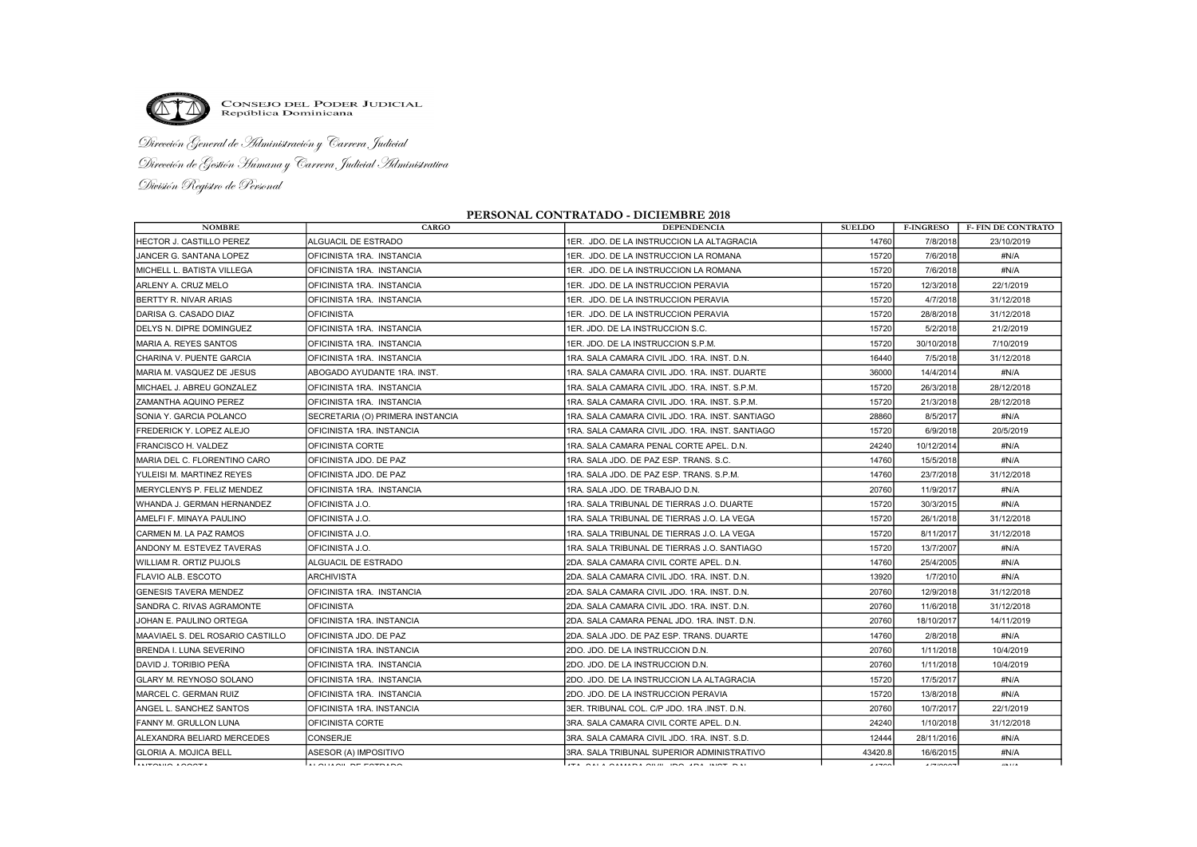CONSEJO DEL PODER JUDICIAL
República Dominicana

*Dirección General de Administración y Carrera Judicial*

*Dirección de Gestión Humana y Carrera Judicial Administrativa*

*División Registro de Personal*

## PERSONAL CONTRATADO - DICIEMBRE 2018

| NOMBRE | CARGO | DEPENDENCIA | SUELDO | F-INGRESO | F- FIN DE CONTRATO |
|---|---|---|---|---|---|
| HECTOR J. CASTILLO PEREZ | ALGUACIL DE ESTRADO | 1ER. JDO. DE LA INSTRUCCION LA ALTAGRACIA | 14760 | 7/8/2018 | 23/10/2019 |
| JANCER G. SANTANA LOPEZ | OFICINISTA 1RA. INSTANCIA | 1ER. JDO. DE LA INSTRUCCION LA ROMANA | 15720 | 7/6/2018 | #N/A |
| MICHELL L. BATISTA VILLEGA | OFICINISTA 1RA. INSTANCIA | 1ER. JDO. DE LA INSTRUCCION LA ROMANA | 15720 | 7/6/2018 | #N/A |
| ARLENY A. CRUZ MELO | OFICINISTA 1RA. INSTANCIA | 1ER. JDO. DE LA INSTRUCCION PERAVIA | 15720 | 12/3/2018 | 22/1/2019 |
| BERTTY R. NIVAR ARIAS | OFICINISTA 1RA. INSTANCIA | 1ER. JDO. DE LA INSTRUCCION PERAVIA | 15720 | 4/7/2018 | 31/12/2018 |
| DARISA G. CASADO DIAZ | OFICINISTA | 1ER. JDO. DE LA INSTRUCCION PERAVIA | 15720 | 28/8/2018 | 31/12/2018 |
| DELYS N. DIPRE DOMINGUEZ | OFICINISTA 1RA. INSTANCIA | 1ER. JDO. DE LA INSTRUCCION S.C. | 15720 | 5/2/2018 | 21/2/2019 |
| MARIA A. REYES SANTOS | OFICINISTA 1RA. INSTANCIA | 1ER. JDO. DE LA INSTRUCCION S.P.M. | 15720 | 30/10/2018 | 7/10/2019 |
| CHARINA V. PUENTE GARCIA | OFICINISTA 1RA. INSTANCIA | 1RA. SALA CAMARA CIVIL JDO. 1RA. INST. D.N. | 16440 | 7/5/2018 | 31/12/2018 |
| MARIA M. VASQUEZ DE JESUS | ABOGADO AYUDANTE 1RA. INST. | 1RA. SALA CAMARA CIVIL JDO. 1RA. INST. DUARTE | 36000 | 14/4/2014 | #N/A |
| MICHAEL J. ABREU GONZALEZ | OFICINISTA 1RA. INSTANCIA | 1RA. SALA CAMARA CIVIL JDO. 1RA. INST. S.P.M. | 15720 | 26/3/2018 | 28/12/2018 |
| ZAMANTHA AQUINO PEREZ | OFICINISTA 1RA. INSTANCIA | 1RA. SALA CAMARA CIVIL JDO. 1RA. INST. S.P.M. | 15720 | 21/3/2018 | 28/12/2018 |
| SONIA Y. GARCIA POLANCO | SECRETARIA (O) PRIMERA INSTANCIA | 1RA. SALA CAMARA CIVIL JDO. 1RA. INST. SANTIAGO | 28860 | 8/5/2017 | #N/A |
| FREDERICK Y. LOPEZ ALEJO | OFICINISTA 1RA. INSTANCIA | 1RA. SALA CAMARA CIVIL JDO. 1RA. INST. SANTIAGO | 15720 | 6/9/2018 | 20/5/2019 |
| FRANCISCO H. VALDEZ | OFICINISTA CORTE | 1RA. SALA CAMARA PENAL CORTE APEL. D.N. | 24240 | 10/12/2014 | #N/A |
| MARIA DEL C. FLORENTINO CARO | OFICINISTA JDO. DE PAZ | 1RA. SALA JDO. DE PAZ ESP. TRANS. S.C. | 14760 | 15/5/2018 | #N/A |
| YULEISI M. MARTINEZ REYES | OFICINISTA JDO. DE PAZ | 1RA. SALA JDO. DE PAZ ESP. TRANS. S.P.M. | 14760 | 23/7/2018 | 31/12/2018 |
| MERYCLENYS P. FELIZ MENDEZ | OFICINISTA 1RA. INSTANCIA | 1RA. SALA JDO. DE TRABAJO D.N. | 20760 | 11/9/2017 | #N/A |
| WHANDA J. GERMAN HERNANDEZ | OFICINISTA J.O. | 1RA. SALA TRIBUNAL DE TIERRAS J.O. DUARTE | 15720 | 30/3/2015 | #N/A |
| AMELFI F. MINAYA PAULINO | OFICINISTA J.O. | 1RA. SALA TRIBUNAL DE TIERRAS J.O. LA VEGA | 15720 | 26/1/2018 | 31/12/2018 |
| CARMEN M. LA PAZ RAMOS | OFICINISTA J.O. | 1RA. SALA TRIBUNAL DE TIERRAS J.O. LA VEGA | 15720 | 8/11/2017 | 31/12/2018 |
| ANDONY M. ESTEVEZ TAVERAS | OFICINISTA J.O. | 1RA. SALA TRIBUNAL DE TIERRAS J.O. SANTIAGO | 15720 | 13/7/2007 | #N/A |
| WILLIAM R. ORTIZ PUJOLS | ALGUACIL DE ESTRADO | 2DA. SALA CAMARA CIVIL CORTE APEL. D.N. | 14760 | 25/4/2005 | #N/A |
| FLAVIO ALB. ESCOTO | ARCHIVISTA | 2DA. SALA CAMARA CIVIL JDO. 1RA. INST. D.N. | 13920 | 1/7/2010 | #N/A |
| GENESIS TAVERA MENDEZ | OFICINISTA 1RA. INSTANCIA | 2DA. SALA CAMARA CIVIL JDO. 1RA. INST. D.N. | 20760 | 12/9/2018 | 31/12/2018 |
| SANDRA C. RIVAS AGRAMONTE | OFICINISTA | 2DA. SALA CAMARA CIVIL JDO. 1RA. INST. D.N. | 20760 | 11/6/2018 | 31/12/2018 |
| JOHAN E. PAULINO ORTEGA | OFICINISTA 1RA. INSTANCIA | 2DA. SALA CAMARA PENAL JDO. 1RA. INST. D.N. | 20760 | 18/10/2017 | 14/11/2019 |
| MAAVIAEL S. DEL ROSARIO CASTILLO | OFICINISTA JDO. DE PAZ | 2DA. SALA JDO. DE PAZ ESP. TRANS. DUARTE | 14760 | 2/8/2018 | #N/A |
| BRENDA I. LUNA SEVERINO | OFICINISTA 1RA. INSTANCIA | 2DO. JDO. DE LA INSTRUCCION D.N. | 20760 | 1/11/2018 | 10/4/2019 |
| DAVID J. TORIBIO PEÑA | OFICINISTA 1RA. INSTANCIA | 2DO. JDO. DE LA INSTRUCCION D.N. | 20760 | 1/11/2018 | 10/4/2019 |
| GLARY M. REYNOSO SOLANO | OFICINISTA 1RA. INSTANCIA | 2DO. JDO. DE LA INSTRUCCION LA ALTAGRACIA | 15720 | 17/5/2017 | #N/A |
| MARCEL C. GERMAN RUIZ | OFICINISTA 1RA. INSTANCIA | 2DO. JDO. DE LA INSTRUCCION PERAVIA | 15720 | 13/8/2018 | #N/A |
| ANGEL L. SANCHEZ SANTOS | OFICINISTA 1RA. INSTANCIA | 3ER. TRIBUNAL COL. C/P JDO. 1RA .INST. D.N. | 20760 | 10/7/2017 | 22/1/2019 |
| FANNY M. GRULLON LUNA | OFICINISTA CORTE | 3RA. SALA CAMARA CIVIL CORTE APEL. D.N. | 24240 | 1/10/2018 | 31/12/2018 |
| ALEXANDRA BELIARD MERCEDES | CONSERJE | 3RA. SALA CAMARA CIVIL JDO. 1RA. INST. S.D. | 12444 | 28/11/2016 | #N/A |
| GLORIA A. MOJICA BELL | ASESOR (A) IMPOSITIVO | 3RA. SALA TRIBUNAL SUPERIOR ADMINISTRATIVO | 43420.8 | 16/6/2015 | #N/A |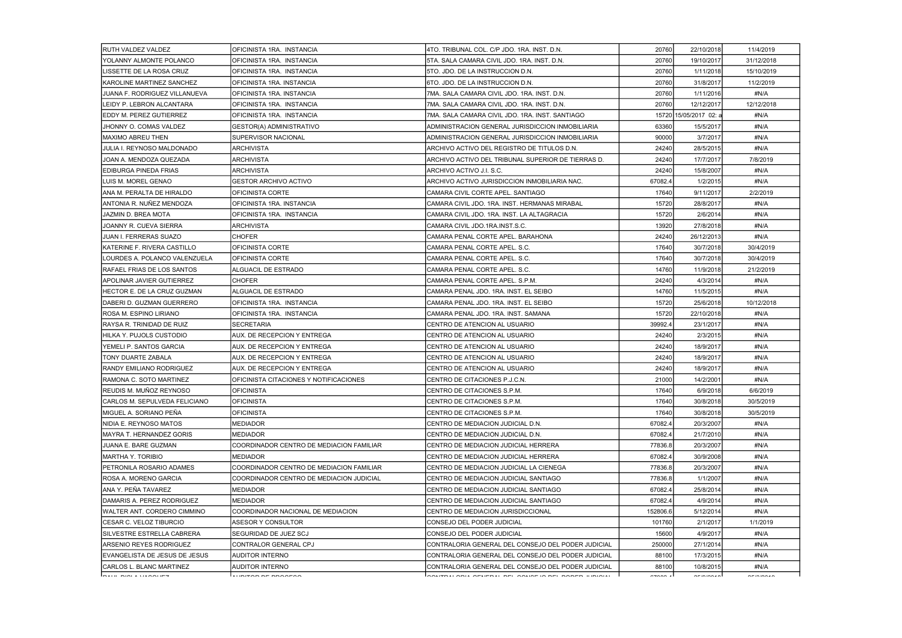| | | | | | |
|---|---|---|---|---|---|
| RUTH VALDEZ VALDEZ | OFICINISTA 1RA. INSTANCIA | 4TO. TRIBUNAL COL. C/P JDO. 1RA. INST. D.N. | 20760 | 22/10/2018 | 11/4/2019 |
| YOLANNY ALMONTE POLANCO | OFICINISTA 1RA. INSTANCIA | 5TA. SALA CAMARA CIVIL JDO. 1RA. INST. D.N. | 20760 | 19/10/2017 | 31/12/2018 |
| LISSETTE DE LA ROSA CRUZ | OFICINISTA 1RA. INSTANCIA | 5TO. JDO. DE LA INSTRUCCION D.N. | 20760 | 1/11/2018 | 15/10/2019 |
| KAROLINE MARTINEZ SANCHEZ | OFICINISTA 1RA. INSTANCIA | 6TO. JDO. DE LA INSTRUCCION D.N. | 20760 | 31/8/2017 | 11/2/2019 |
| JUANA F. RODRIGUEZ VILLANUEVA | OFICINISTA 1RA. INSTANCIA | 7MA. SALA CAMARA CIVIL JDO. 1RA. INST. D.N. | 20760 | 1/11/2016 | #N/A |
| LEIDY P. LEBRON ALCANTARA | OFICINISTA 1RA. INSTANCIA | 7MA. SALA CAMARA CIVIL JDO. 1RA. INST. D.N. | 20760 | 12/12/2017 | 12/12/2018 |
| EDDY M. PEREZ GUTIERREZ | OFICINISTA 1RA. INSTANCIA | 7MA. SALA CAMARA CIVIL JDO. 1RA. INST. SANTIAGO | 15720 | 15/05/2017 02: a | #N/A |
| JHONNY O. COMAS VALDEZ | GESTOR(A) ADMINISTRATIVO | ADMINISTRACION GENERAL JURISDICCION INMOBILIARIA | 63360 | 15/5/2017 | #N/A |
| MAXIMO ABREU THEN | SUPERVISOR NACIONAL | ADMINISTRACION GENERAL JURISDICCION INMOBILIARIA | 90000 | 3/7/2017 | #N/A |
| JULIA I. REYNOSO MALDONADO | ARCHIVISTA | ARCHIVO ACTIVO DEL REGISTRO DE TITULOS D.N. | 24240 | 28/5/2015 | #N/A |
| JOAN A. MENDOZA QUEZADA | ARCHIVISTA | ARCHIVO ACTIVO DEL TRIBUNAL SUPERIOR DE TIERRAS D. | 24240 | 17/7/2017 | 7/8/2019 |
| EDIBURGA PINEDA FRIAS | ARCHIVISTA | ARCHIVO ACTIVO J.I. S.C. | 24240 | 15/8/2007 | #N/A |
| LUIS M. MOREL GENAO | GESTOR ARCHIVO ACTIVO | ARCHIVO ACTIVO JURISDICCION INMOBILIARIA NAC. | 67082.4 | 1/2/2015 | #N/A |
| ANA M. PERALTA DE HIRALDO | OFICINISTA CORTE | CAMARA CIVIL CORTE APEL. SANTIAGO | 17640 | 9/11/2017 | 2/2/2019 |
| ANTONIA R. NUÑEZ MENDOZA | OFICINISTA 1RA. INSTANCIA | CAMARA CIVIL JDO. 1RA. INST. HERMANAS MIRABAL | 15720 | 28/8/2017 | #N/A |
| JAZMIN D. BREA MOTA | OFICINISTA 1RA. INSTANCIA | CAMARA CIVIL JDO. 1RA. INST. LA ALTAGRACIA | 15720 | 2/6/2014 | #N/A |
| JOANNY R. CUEVA SIERRA | ARCHIVISTA | CAMARA CIVIL JDO.1RA.INST.S.C. | 13920 | 27/8/2018 | #N/A |
| JUAN I. FERRERAS SUAZO | CHOFER | CAMARA PENAL CORTE APEL. BARAHONA | 24240 | 26/12/2013 | #N/A |
| KATERINE F. RIVERA CASTILLO | OFICINISTA CORTE | CAMARA PENAL CORTE APEL. S.C. | 17640 | 30/7/2018 | 30/4/2019 |
| LOURDES A. POLANCO VALENZUELA | OFICINISTA CORTE | CAMARA PENAL CORTE APEL. S.C. | 17640 | 30/7/2018 | 30/4/2019 |
| RAFAEL FRIAS DE LOS SANTOS | ALGUACIL DE ESTRADO | CAMARA PENAL CORTE APEL. S.C. | 14760 | 11/9/2018 | 21/2/2019 |
| APOLINAR JAVIER GUTIERREZ | CHOFER | CAMARA PENAL CORTE APEL. S.P.M. | 24240 | 4/3/2014 | #N/A |
| HECTOR E. DE LA CRUZ GUZMAN | ALGUACIL DE ESTRADO | CAMARA PENAL JDO. 1RA. INST. EL SEIBO | 14760 | 11/5/2015 | #N/A |
| DABERI D. GUZMAN GUERRERO | OFICINISTA 1RA. INSTANCIA | CAMARA PENAL JDO. 1RA. INST. EL SEIBO | 15720 | 25/6/2018 | 10/12/2018 |
| ROSA M. ESPINO LIRIANO | OFICINISTA 1RA. INSTANCIA | CAMARA PENAL JDO. 1RA. INST. SAMANA | 15720 | 22/10/2018 | #N/A |
| RAYSA R. TRINIDAD DE RUIZ | SECRETARIA | CENTRO DE ATENCION AL USUARIO | 39992.4 | 23/1/2017 | #N/A |
| HILKA Y. PUJOLS CUSTODIO | AUX. DE RECEPCION Y ENTREGA | CENTRO DE ATENCION AL USUARIO | 24240 | 2/3/2015 | #N/A |
| YEMELI P. SANTOS GARCIA | AUX. DE RECEPCION Y ENTREGA | CENTRO DE ATENCION AL USUARIO | 24240 | 18/9/2017 | #N/A |
| TONY DUARTE ZABALA | AUX. DE RECEPCION Y ENTREGA | CENTRO DE ATENCION AL USUARIO | 24240 | 18/9/2017 | #N/A |
| RANDY EMILIANO RODRIGUEZ | AUX. DE RECEPCION Y ENTREGA | CENTRO DE ATENCION AL USUARIO | 24240 | 18/9/2017 | #N/A |
| RAMONA C. SOTO MARTINEZ | OFICINISTA CITACIONES Y NOTIFICACIONES | CENTRO DE CITACIONES P.J.C.N. | 21000 | 14/2/2001 | #N/A |
| REUDIS M. MUÑOZ REYNOSO | OFICINISTA | CENTRO DE CITACIONES S.P.M. | 17640 | 6/9/2018 | 6/6/2019 |
| CARLOS M. SEPULVEDA FELICIANO | OFICINISTA | CENTRO DE CITACIONES S.P.M. | 17640 | 30/8/2018 | 30/5/2019 |
| MIGUEL A. SORIANO PEÑA | OFICINISTA | CENTRO DE CITACIONES S.P.M. | 17640 | 30/8/2018 | 30/5/2019 |
| NIDIA E. REYNOSO MATOS | MEDIADOR | CENTRO DE MEDIACION JUDICIAL D.N. | 67082.4 | 20/3/2007 | #N/A |
| MAYRA T. HERNANDEZ GORIS | MEDIADOR | CENTRO DE MEDIACION JUDICIAL D.N. | 67082.4 | 21/7/2010 | #N/A |
| JUANA E. BARE GUZMAN | COORDINADOR CENTRO DE MEDIACION FAMILIAR | CENTRO DE MEDIACION JUDICIAL HERRERA | 77836.8 | 20/3/2007 | #N/A |
| MARTHA Y. TORIBIO | MEDIADOR | CENTRO DE MEDIACION JUDICIAL HERRERA | 67082.4 | 30/9/2008 | #N/A |
| PETRONILA ROSARIO ADAMES | COORDINADOR CENTRO DE MEDIACION FAMILIAR | CENTRO DE MEDIACION JUDICIAL LA CIENEGA | 77836.8 | 20/3/2007 | #N/A |
| ROSA A. MORENO GARCIA | COORDINADOR CENTRO DE MEDIACION JUDICIAL | CENTRO DE MEDIACION JUDICIAL SANTIAGO | 77836.8 | 1/1/2007 | #N/A |
| ANA Y. PEÑA TAVAREZ | MEDIADOR | CENTRO DE MEDIACION JUDICIAL SANTIAGO | 67082.4 | 25/8/2014 | #N/A |
| DAMARIS A. PEREZ RODRIGUEZ | MEDIADOR | CENTRO DE MEDIACION JUDICIAL SANTIAGO | 67082.4 | 4/9/2014 | #N/A |
| WALTER ANT. CORDERO CIMMINO | COORDINADOR NACIONAL DE MEDIACION | CENTRO DE MEDIACION JURISDICCIONAL | 152806.6 | 5/12/2014 | #N/A |
| CESAR C. VELOZ TIBURCIO | ASESOR Y CONSULTOR | CONSEJO DEL PODER JUDICIAL | 101760 | 2/1/2017 | 1/1/2019 |
| SILVESTRE ESTRELLA CABRERA | SEGURIDAD DE JUEZ SCJ | CONSEJO DEL PODER JUDICIAL | 15600 | 4/9/2017 | #N/A |
| ARSENIO REYES RODRIGUEZ | CONTRALOR GENERAL CPJ | CONTRALORIA GENERAL DEL CONSEJO DEL PODER JUDICIAL | 250000 | 27/1/2014 | #N/A |
| EVANGELISTA DE JESUS DE JESUS | AUDITOR INTERNO | CONTRALORIA GENERAL DEL CONSEJO DEL PODER JUDICIAL | 88100 | 17/3/2015 | #N/A |
| CARLOS L. BLANC MARTINEZ | AUDITOR INTERNO | CONTRALORIA GENERAL DEL CONSEJO DEL PODER JUDICIAL | 88100 | 10/8/2015 | #N/A |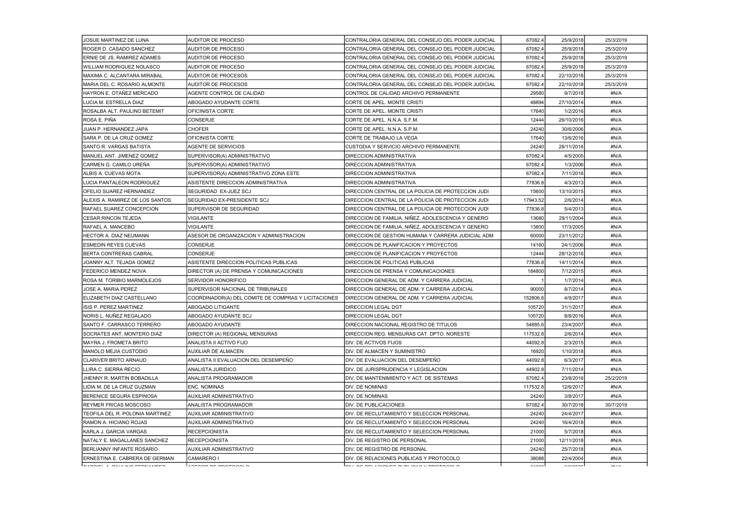| | | | | | |
|---|---|---|---|---|---|
| JOSUE MARTINEZ DE LUNA | AUDITOR DE PROCESO | CONTRALORIA GENERAL DEL CONSEJO DEL PODER JUDICIAL | 67082.4 | 25/9/2018 | 25/3/2019 |
| ROGER D. CASADO SANCHEZ | AUDITOR DE PROCESO | CONTRALORIA GENERAL DEL CONSEJO DEL PODER JUDICIAL | 67082.4 | 25/9/2018 | 25/3/2019 |
| ERNIE DE JS. RAMIREZ ADAMES | AUDITOR DE PROCESO | CONTRALORIA GENERAL DEL CONSEJO DEL PODER JUDICIAL | 67082.4 | 25/9/2018 | 25/3/2019 |
| WILLIAM RODRIGUEZ NOLASCO | AUDITOR DE PROCESO | CONTRALORIA GENERAL DEL CONSEJO DEL PODER JUDICIAL | 67082.4 | 25/9/2018 | 25/3/2019 |
| MAXIMA C. ALCANTARA MIRABAL | AUDITOR DE PROCESOS | CONTRALORIA GENERAL DEL CONSEJO DEL PODER JUDICIAL | 67082.4 | 22/10/2018 | 25/3/2019 |
| MARIA DEL C. ROSARIO ALMONTE | AUDITOR DE PROCESOS | CONTRALORIA GENERAL DEL CONSEJO DEL PODER JUDICIAL | 67082.4 | 22/10/2018 | 25/3/2019 |
| HAYRON E. OTAÑEZ MERCADO | AGENTE CONTROL DE CALIDAD | CONTROL DE CALIDAD ARCHIVO PERMANENTE | 29580 | 9/7/2018 | #N/A |
| LUCIA M. ESTRELLA DIAZ | ABOGADO AYUDANTE CORTE | CORTE DE APEL. MONTE CRISTI | 48894 | 27/10/2014 | #N/A |
| ROSALBA ALT. PAULINO BETEMIT | OFICINISTA CORTE | CORTE DE APEL. MONTE CRISTI | 17640 | 1/2/2016 | #N/A |
| ROSA E. PIÑA | CONSERJE | CORTE DE APEL. N.N.A. S.F.M. | 12444 | 26/10/2016 | #N/A |
| JUAN P. HERNANDEZ JAPA | CHOFER | CORTE DE APEL. N.N.A. S.P.M. | 24240 | 30/6/2006 | #N/A |
| SARA P. DE LA CRUZ GOMEZ | OFICINISTA CORTE | CORTE DE TRABAJO LA VEGA | 17640 | 13/6/2016 | #N/A |
| SANTO R. VARGAS BATISTA | AGENTE DE SERVICIOS | CUSTODIA Y SERVICIO ARCHIVO PERMANENTE | 24240 | 28/11/2016 | #N/A |
| MANUEL ANT. JIMENEZ GOMEZ | SUPERVISOR(A) ADMINISTRATIVO | DIRECCION ADMINISTRATIVA | 67082.4 | 4/5/2005 | #N/A |
| CARMEN G. CAMILO UREÑA | SUPERVISOR(A) ADMINISTRATIVO | DIRECCION ADMINISTRATIVA | 67082.4 | 1/3/2006 | #N/A |
| ALBIS A. CUEVAS MOTA | SUPERVISOR(A) ADMINISTRATIVO ZONA ESTE | DIRECCION ADMINISTRATIVA | 67082.4 | 7/11/2016 | #N/A |
| LUCIA PANTALEON RODRIGUEZ | ASISTENTE DIRECCION ADMINISTRATIVA | DIRECCION ADMINISTRATIVA | 77836.8 | 4/3/2013 | #N/A |
| OFELIO SUAREZ HERNANDEZ | SEGURIDAD EX-JUEZ SCJ | DIRECCION CENTRAL DE LA POLICIA DE PROTECCION JUDI | 15600 | 13/10/2015 | #N/A |
| ALEXIS A. RAMIREZ DE LOS SANTOS | SEGURIDAD EX-PRESIDENTE SCJ | DIRECCION CENTRAL DE LA POLICIA DE PROTECCION JUDI | 17943.52 | 2/6/2014 | #N/A |
| RAFAEL SUAREZ CONCEPCION | SUPERVISOR DE SEGURIDAD | DIRECCION CENTRAL DE LA POLICIA DE PROTECCION JUDI | 77836.8 | 5/4/2013 | #N/A |
| CESAR RINCON TEJEDA | VIGILANTE | DIRECCION DE FAMILIA, NIÑEZ, ADOLESCENCIA Y GENERO | 13680 | 29/11/2004 | #N/A |
| RAFAEL A. MANCEBO | VIGILANTE | DIRECCION DE FAMILIA, NIÑEZ, ADOLESCENCIA Y GENERO | 13800 | 17/3/2005 | #N/A |
| HECTOR A. DIAZ NEUMANN | ASESOR DE ORGANIZACION Y ADMINISTRACION | DIRECCION DE GESTION HUMANA Y CARRERA JUDICIAL ADM | 60000 | 23/11/2012 | #N/A |
| ESMEDIN REYES CUEVAS | CONSERJE | DIRECCION DE PLANIFICACION Y PROYECTOS | 14160 | 24/1/2006 | #N/A |
| BERTA CONTRERAS CABRAL | CONSERJE | DIRECCION DE PLANIFICACION Y PROYECTOS | 12444 | 28/12/2016 | #N/A |
| JOANNY ALT. TEJADA GOMEZ | ASISTENTE DIRECCION POLITICAS PUBLICAS | DIRECCION DE POLITICAS PUBLICAS | 77836.8 | 14/11/2014 | #N/A |
| FEDERICO MENDEZ NOVA | DIRECTOR (A) DE PRENSA Y COMUNICACIONES | DIRECCION DE PRENSA Y COMUNICACIONES | 184800 | 7/12/2015 | #N/A |
| ROSA M. TORIBIO MARMOLEJOS | SERVIDOR HONORIFICO | DIRECCION GENERAL DE ADM. Y CARRERA JUDICIAL | 1 | 1/7/2014 | #N/A |
| JOSE A. MARIA PEREZ | SUPERVISOR NACIONAL DE TRIBUNALES | DIRECCION GENERAL DE ADM. Y CARRERA JUDICIAL | 90000 | 8/7/2014 | #N/A |
| ELIZABETH DIAZ CASTELLANO | COORDINADOR(A) DEL COMITE DE COMPRAS Y LICITACIONES | DIRECCION GENERAL DE ADM. Y CARRERA JUDICIAL | 152806.6 | 4/9/2017 | #N/A |
| ISIS P. PEREZ MARTINEZ | ABOGADO LITIGANTE | DIRECCION LEGAL DGT | 105720 | 31/1/2017 | #N/A |
| NORIS L. NUÑEZ REGALADO | ABOGADO AYUDANTE SCJ | DIRECCION LEGAL DGT | 105720 | 8/8/2016 | #N/A |
| SANTO F. CARRASCO TERRERO | ABOGADO AYUDANTE | DIRECCION NACIONAL REGISTRO DE TITULOS | 54885.6 | 23/4/2007 | #N/A |
| SOCRATES ANT. MONTERO DIAZ | DIRECTOR (A) REGIONAL MENSURAS | DIRECCION REG. MENSURAS CAT. DPTO. NORESTE | 117532.8 | 2/6/2014 | #N/A |
| MAYRA J. FROMETA BRITO | ANALISTA II ACTIVO FIJO | DIV. DE ACTIVOS FIJOS | 44092.8 | 2/3/2015 | #N/A |
| MANOLO MEJIA CUSTODIO | AUXILIAR DE ALMACEN | DIV. DE ALMACEN Y SUMINISTRO | 16920 | 1/10/2018 | #N/A |
| CLARIVER BRITO ARNAUD | ANALISTA II EVALUACION DEL DESEMPEÑO | DIV. DE EVALUACION DEL DESEMPEÑO | 44092.8 | 6/3/2017 | #N/A |
| LLIRA C. SIERRA RECIO | ANALISTA JURIDICO | DIV. DE JURISPRUDENCIA Y LEGISLACION | 44902.8 | 7/11/2014 | #N/A |
| JHENNY R. MARTIN BOBADILLA | ANALISTA PROGRAMADOR | DIV. DE MANTENIMIENTO Y ACT. DE SISTEMAS | 67082.4 | 23/8/2016 | 25/2/2019 |
| LIDIA M. DE LA CRUZ GUZMAN | ENC. NOMINAS | DIV. DE NOMINAS | 117532.8 | 12/6/2017 | #N/A |
| BERENICE SEGURA ESPINOSA | AUXILIAR ADMINISTRATIVO | DIV. DE NOMINAS | 24240 | 3/8/2017 | #N/A |
| REYMER FRICAS MOSCOSO | ANALISTA PROGRAMADOR | DIV. DE PUBLICACIONES | 67082.4 | 30/7/2018 | 30/7/2019 |
| TEOFILA DEL R. POLONIA MARTINEZ | AUXILIAR ADMINISTRATIVO | DIV. DE RECLUTAMIENTO Y SELECCION PERSONAL | 24240 | 24/4/2017 | #N/A |
| RAMON A. HICIANO ROJAS | AUXILIAR ADMINISTRATIVO | DIV. DE RECLUTAMIENTO Y SELECCION PERSONAL | 24240 | 16/4/2018 | #N/A |
| KARLA J. GARCIA VARGAS | RECEPCIONISTA | DIV. DE RECLUTAMIENTO Y SELECCION PERSONAL | 21000 | 5/7/2018 | #N/A |
| NATALY E. MAGALLANES SANCHEZ | RECEPCIONISTA | DIV. DE REGISTRO DE PERSONAL | 21000 | 12/11/2018 | #N/A |
| BERLIANNY INFANTE ROSARIO | AUXILIAR ADMINISTRATIVO | DIV. DE REGISTRO DE PERSONAL | 24240 | 25/7/2018 | #N/A |
| ERNESTINA E. CABRERA DE GERMAN | CAMARERO I | DIV. DE RELACIONES PUBLICAS Y PROTOCOLO | 38088 | 22/4/2004 | #N/A |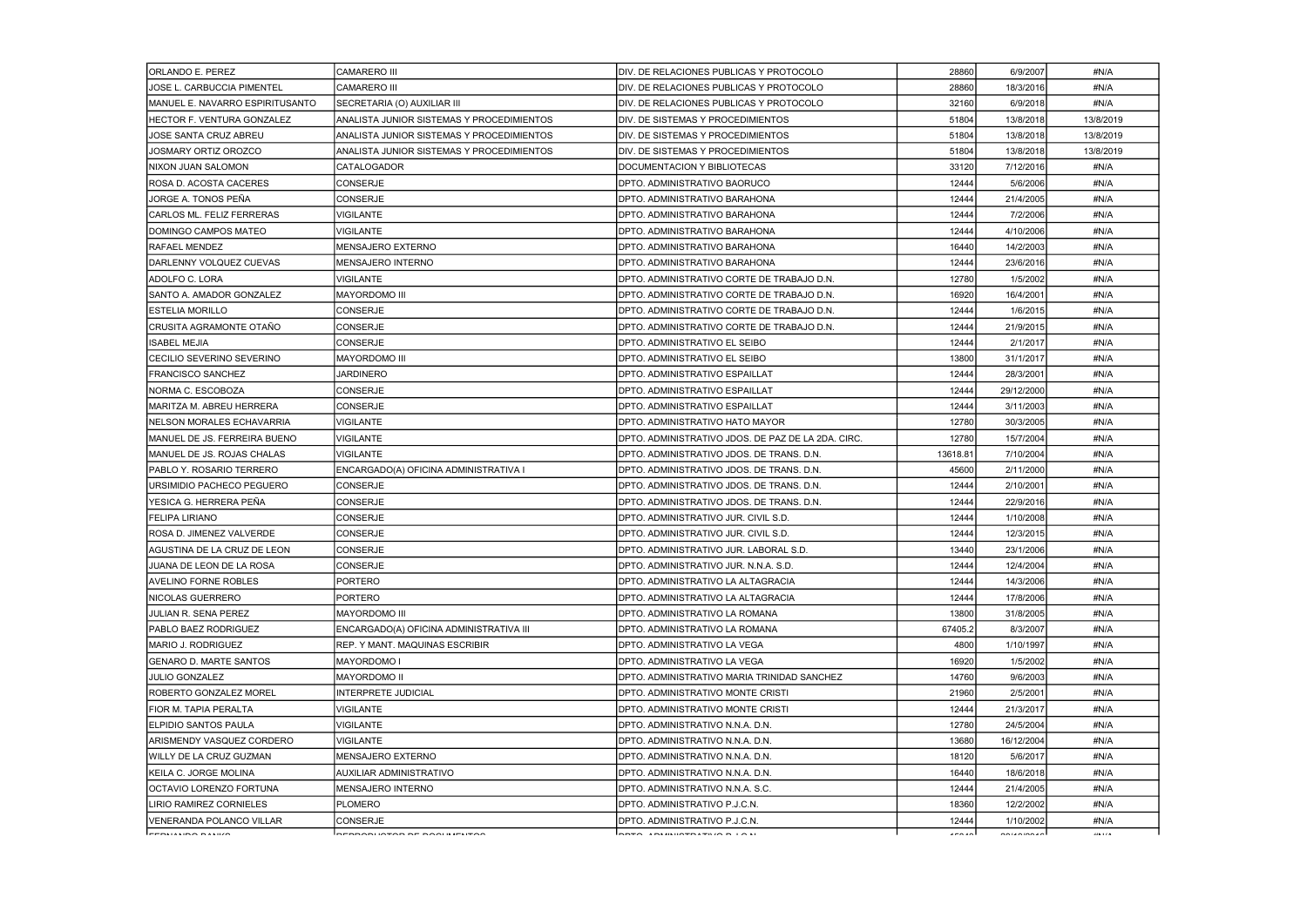| | | | | | |
|---|---|---|---|---|---|
| ORLANDO E. PEREZ | CAMARERO III | DIV. DE RELACIONES PUBLICAS Y PROTOCOLO | 28860 | 6/9/2007 | #N/A |
| JOSE L. CARBUCCIA PIMENTEL | CAMARERO III | DIV. DE RELACIONES PUBLICAS Y PROTOCOLO | 28860 | 18/3/2016 | #N/A |
| MANUEL E. NAVARRO ESPIRITUSANTO | SECRETARIA (O) AUXILIAR III | DIV. DE RELACIONES PUBLICAS Y PROTOCOLO | 32160 | 6/9/2018 | #N/A |
| HECTOR F. VENTURA GONZALEZ | ANALISTA JUNIOR SISTEMAS Y PROCEDIMIENTOS | DIV. DE SISTEMAS Y PROCEDIMIENTOS | 51804 | 13/8/2018 | 13/8/2019 |
| JOSE SANTA CRUZ ABREU | ANALISTA JUNIOR SISTEMAS Y PROCEDIMIENTOS | DIV. DE SISTEMAS Y PROCEDIMIENTOS | 51804 | 13/8/2018 | 13/8/2019 |
| JOSMARY ORTIZ OROZCO | ANALISTA JUNIOR SISTEMAS Y PROCEDIMIENTOS | DIV. DE SISTEMAS Y PROCEDIMIENTOS | 51804 | 13/8/2018 | 13/8/2019 |
| NIXON JUAN SALOMON | CATALOGADOR | DOCUMENTACION Y BIBLIOTECAS | 33120 | 7/12/2016 | #N/A |
| ROSA D. ACOSTA CACERES | CONSERJE | DPTO. ADMINISTRATIVO BAORUCO | 12444 | 5/6/2006 | #N/A |
| JORGE A. TONOS PEÑA | CONSERJE | DPTO. ADMINISTRATIVO BARAHONA | 12444 | 21/4/2005 | #N/A |
| CARLOS ML. FELIZ FERRERAS | VIGILANTE | DPTO. ADMINISTRATIVO BARAHONA | 12444 | 7/2/2006 | #N/A |
| DOMINGO CAMPOS MATEO | VIGILANTE | DPTO. ADMINISTRATIVO BARAHONA | 12444 | 4/10/2006 | #N/A |
| RAFAEL MENDEZ | MENSAJERO EXTERNO | DPTO. ADMINISTRATIVO BARAHONA | 16440 | 14/2/2003 | #N/A |
| DARLENNY VOLQUEZ CUEVAS | MENSAJERO INTERNO | DPTO. ADMINISTRATIVO BARAHONA | 12444 | 23/6/2016 | #N/A |
| ADOLFO C. LORA | VIGILANTE | DPTO. ADMINISTRATIVO CORTE DE TRABAJO D.N. | 12780 | 1/5/2002 | #N/A |
| SANTO A. AMADOR GONZALEZ | MAYORDOMO III | DPTO. ADMINISTRATIVO CORTE DE TRABAJO D.N. | 16920 | 16/4/2001 | #N/A |
| ESTELIA MORILLO | CONSERJE | DPTO. ADMINISTRATIVO CORTE DE TRABAJO D.N. | 12444 | 1/6/2015 | #N/A |
| CRUSITA AGRAMONTE OTAÑO | CONSERJE | DPTO. ADMINISTRATIVO CORTE DE TRABAJO D.N. | 12444 | 21/9/2015 | #N/A |
| ISABEL MEJIA | CONSERJE | DPTO. ADMINISTRATIVO EL SEIBO | 12444 | 2/1/2017 | #N/A |
| CECILIO SEVERINO SEVERINO | MAYORDOMO III | DPTO. ADMINISTRATIVO EL SEIBO | 13800 | 31/1/2017 | #N/A |
| FRANCISCO SANCHEZ | JARDINERO | DPTO. ADMINISTRATIVO ESPAILLAT | 12444 | 28/3/2001 | #N/A |
| NORMA C. ESCOBOZA | CONSERJE | DPTO. ADMINISTRATIVO ESPAILLAT | 12444 | 29/12/2000 | #N/A |
| MARITZA M. ABREU HERRERA | CONSERJE | DPTO. ADMINISTRATIVO ESPAILLAT | 12444 | 3/11/2003 | #N/A |
| NELSON MORALES ECHAVARRIA | VIGILANTE | DPTO. ADMINISTRATIVO HATO MAYOR | 12780 | 30/3/2005 | #N/A |
| MANUEL DE JS. FERREIRA BUENO | VIGILANTE | DPTO. ADMINISTRATIVO JDOS. DE PAZ DE LA 2DA. CIRC. | 12780 | 15/7/2004 | #N/A |
| MANUEL DE JS. ROJAS CHALAS | VIGILANTE | DPTO. ADMINISTRATIVO JDOS. DE TRANS. D.N. | 13618.81 | 7/10/2004 | #N/A |
| PABLO Y. ROSARIO TERRERO | ENCARGADO(A) OFICINA ADMINISTRATIVA I | DPTO. ADMINISTRATIVO JDOS. DE TRANS. D.N. | 45600 | 2/11/2000 | #N/A |
| URSIMIDIO PACHECO PEGUERO | CONSERJE | DPTO. ADMINISTRATIVO JDOS. DE TRANS. D.N. | 12444 | 2/10/2001 | #N/A |
| YESICA G. HERRERA PEÑA | CONSERJE | DPTO. ADMINISTRATIVO JDOS. DE TRANS. D.N. | 12444 | 22/9/2016 | #N/A |
| FELIPA LIRIANO | CONSERJE | DPTO. ADMINISTRATIVO JUR. CIVIL S.D. | 12444 | 1/10/2008 | #N/A |
| ROSA D. JIMENEZ VALVERDE | CONSERJE | DPTO. ADMINISTRATIVO JUR. CIVIL S.D. | 12444 | 12/3/2015 | #N/A |
| AGUSTINA DE LA CRUZ DE LEON | CONSERJE | DPTO. ADMINISTRATIVO JUR. LABORAL S.D. | 13440 | 23/1/2006 | #N/A |
| JUANA DE LEON DE LA ROSA | CONSERJE | DPTO. ADMINISTRATIVO JUR. N.N.A. S.D. | 12444 | 12/4/2004 | #N/A |
| AVELINO FORNE ROBLES | PORTERO | DPTO. ADMINISTRATIVO LA ALTAGRACIA | 12444 | 14/3/2006 | #N/A |
| NICOLAS GUERRERO | PORTERO | DPTO. ADMINISTRATIVO LA ALTAGRACIA | 12444 | 17/8/2006 | #N/A |
| JULIAN R. SENA PEREZ | MAYORDOMO III | DPTO. ADMINISTRATIVO LA ROMANA | 13800 | 31/8/2005 | #N/A |
| PABLO BAEZ RODRIGUEZ | ENCARGADO(A) OFICINA ADMINISTRATIVA III | DPTO. ADMINISTRATIVO LA ROMANA | 67405.2 | 8/3/2007 | #N/A |
| MARIO J. RODRIGUEZ | REP. Y MANT. MAQUINAS ESCRIBIR | DPTO. ADMINISTRATIVO LA VEGA | 4800 | 1/10/1997 | #N/A |
| GENARO D. MARTE SANTOS | MAYORDOMO I | DPTO. ADMINISTRATIVO LA VEGA | 16920 | 1/5/2002 | #N/A |
| JULIO GONZALEZ | MAYORDOMO II | DPTO. ADMINISTRATIVO MARIA TRINIDAD SANCHEZ | 14760 | 9/6/2003 | #N/A |
| ROBERTO GONZALEZ MOREL | INTERPRETE JUDICIAL | DPTO. ADMINISTRATIVO MONTE CRISTI | 21960 | 2/5/2001 | #N/A |
| FIOR M. TAPIA PERALTA | VIGILANTE | DPTO. ADMINISTRATIVO MONTE CRISTI | 12444 | 21/3/2017 | #N/A |
| ELPIDIO SANTOS PAULA | VIGILANTE | DPTO. ADMINISTRATIVO N.N.A. D.N. | 12780 | 24/5/2004 | #N/A |
| ARISMENDY VASQUEZ CORDERO | VIGILANTE | DPTO. ADMINISTRATIVO N.N.A. D.N. | 13680 | 16/12/2004 | #N/A |
| WILLY DE LA CRUZ GUZMAN | MENSAJERO EXTERNO | DPTO. ADMINISTRATIVO N.N.A. D.N. | 18120 | 5/6/2017 | #N/A |
| KEILA C. JORGE MOLINA | AUXILIAR ADMINISTRATIVO | DPTO. ADMINISTRATIVO N.N.A. D.N. | 16440 | 18/6/2018 | #N/A |
| OCTAVIO LORENZO FORTUNA | MENSAJERO INTERNO | DPTO. ADMINISTRATIVO N.N.A. S.C. | 12444 | 21/4/2005 | #N/A |
| LIRIO RAMIREZ CORNIELES | PLOMERO | DPTO. ADMINISTRATIVO P.J.C.N. | 18360 | 12/2/2002 | #N/A |
| VENERANDA POLANCO VILLAR | CONSERJE | DPTO. ADMINISTRATIVO P.J.C.N. | 12444 | 1/10/2002 | #N/A |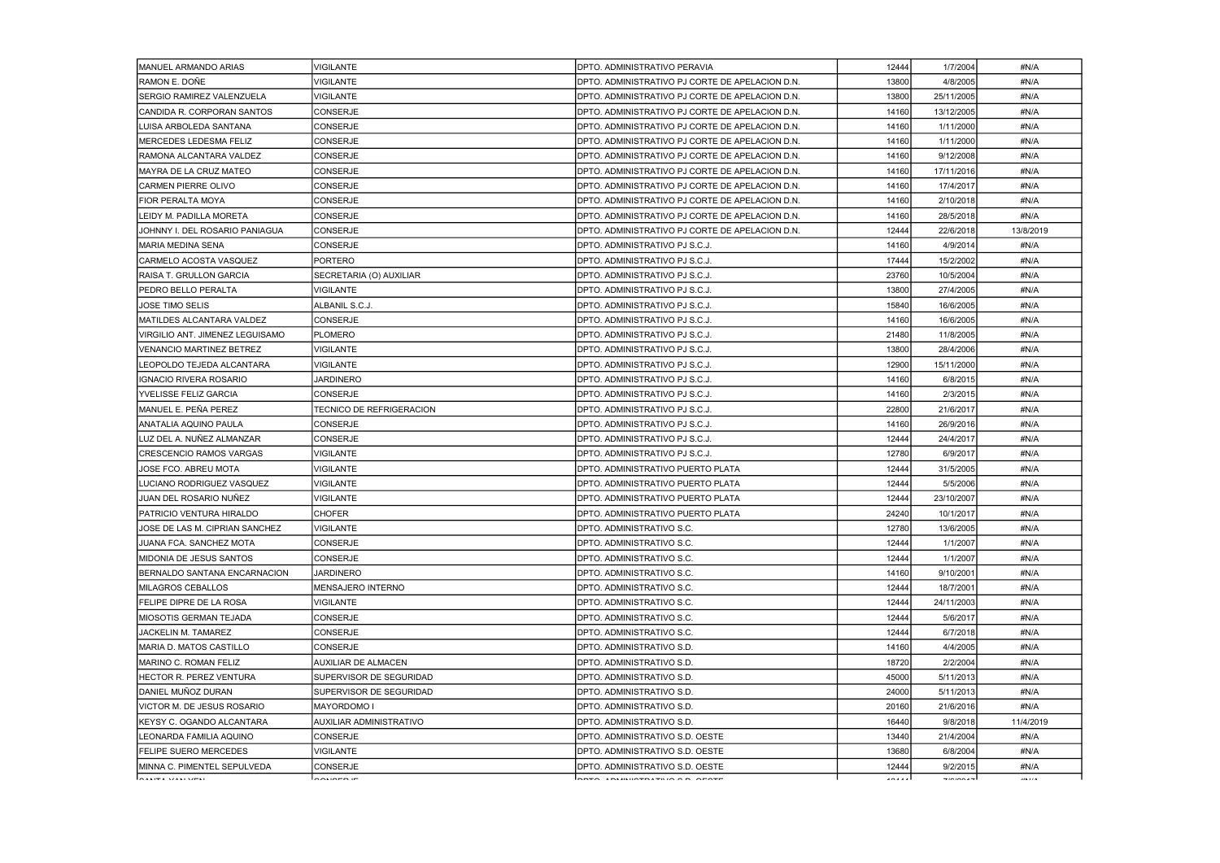| | | | | | |
|---|---|---|---|---|---|
| MANUEL ARMANDO ARIAS | VIGILANTE | DPTO. ADMINISTRATIVO PERAVIA | 12444 | 1/7/2004 | #N/A |
| RAMON E. DOÑE | VIGILANTE | DPTO. ADMINISTRATIVO PJ CORTE DE APELACION D.N. | 13800 | 4/8/2005 | #N/A |
| SERGIO RAMIREZ VALENZUELA | VIGILANTE | DPTO. ADMINISTRATIVO PJ CORTE DE APELACION D.N. | 13800 | 25/11/2005 | #N/A |
| CANDIDA R. CORPORAN SANTOS | CONSERJE | DPTO. ADMINISTRATIVO PJ CORTE DE APELACION D.N. | 14160 | 13/12/2005 | #N/A |
| LUISA ARBOLEDA SANTANA | CONSERJE | DPTO. ADMINISTRATIVO PJ CORTE DE APELACION D.N. | 14160 | 1/11/2000 | #N/A |
| MERCEDES LEDESMA FELIZ | CONSERJE | DPTO. ADMINISTRATIVO PJ CORTE DE APELACION D.N. | 14160 | 1/11/2000 | #N/A |
| RAMONA ALCANTARA VALDEZ | CONSERJE | DPTO. ADMINISTRATIVO PJ CORTE DE APELACION D.N. | 14160 | 9/12/2008 | #N/A |
| MAYRA DE LA CRUZ MATEO | CONSERJE | DPTO. ADMINISTRATIVO PJ CORTE DE APELACION D.N. | 14160 | 17/11/2016 | #N/A |
| CARMEN PIERRE OLIVO | CONSERJE | DPTO. ADMINISTRATIVO PJ CORTE DE APELACION D.N. | 14160 | 17/4/2017 | #N/A |
| FIOR PERALTA MOYA | CONSERJE | DPTO. ADMINISTRATIVO PJ CORTE DE APELACION D.N. | 14160 | 2/10/2018 | #N/A |
| LEIDY M. PADILLA MORETA | CONSERJE | DPTO. ADMINISTRATIVO PJ CORTE DE APELACION D.N. | 14160 | 28/5/2018 | #N/A |
| JOHNNY I. DEL ROSARIO PANIAGUA | CONSERJE | DPTO. ADMINISTRATIVO PJ CORTE DE APELACION D.N. | 12444 | 22/6/2018 | 13/8/2019 |
| MARIA MEDINA SENA | CONSERJE | DPTO. ADMINISTRATIVO PJ S.C.J. | 14160 | 4/9/2014 | #N/A |
| CARMELO ACOSTA VASQUEZ | PORTERO | DPTO. ADMINISTRATIVO PJ S.C.J. | 17444 | 15/2/2002 | #N/A |
| RAISA T. GRULLON GARCIA | SECRETARIA (O) AUXILIAR | DPTO. ADMINISTRATIVO PJ S.C.J. | 23760 | 10/5/2004 | #N/A |
| PEDRO BELLO PERALTA | VIGILANTE | DPTO. ADMINISTRATIVO PJ S.C.J. | 13800 | 27/4/2005 | #N/A |
| JOSE TIMO SELIS | ALBANIL S.C.J. | DPTO. ADMINISTRATIVO PJ S.C.J. | 15840 | 16/6/2005 | #N/A |
| MATILDES ALCANTARA VALDEZ | CONSERJE | DPTO. ADMINISTRATIVO PJ S.C.J. | 14160 | 16/6/2005 | #N/A |
| VIRGILIO ANT. JIMENEZ LEGUISAMO | PLOMERO | DPTO. ADMINISTRATIVO PJ S.C.J. | 21480 | 11/8/2005 | #N/A |
| VENANCIO MARTINEZ BETREZ | VIGILANTE | DPTO. ADMINISTRATIVO PJ S.C.J. | 13800 | 28/4/2006 | #N/A |
| LEOPOLDO TEJEDA ALCANTARA | VIGILANTE | DPTO. ADMINISTRATIVO PJ S.C.J. | 12900 | 15/11/2000 | #N/A |
| IGNACIO RIVERA ROSARIO | JARDINERO | DPTO. ADMINISTRATIVO PJ S.C.J. | 14160 | 6/8/2015 | #N/A |
| YVELISSE FELIZ GARCIA | CONSERJE | DPTO. ADMINISTRATIVO PJ S.C.J. | 14160 | 2/3/2015 | #N/A |
| MANUEL E. PEÑA PEREZ | TECNICO DE REFRIGERACION | DPTO. ADMINISTRATIVO PJ S.C.J. | 22800 | 21/6/2017 | #N/A |
| ANATALIA AQUINO PAULA | CONSERJE | DPTO. ADMINISTRATIVO PJ S.C.J. | 14160 | 26/9/2016 | #N/A |
| LUZ DEL A. NUÑEZ ALMANZAR | CONSERJE | DPTO. ADMINISTRATIVO PJ S.C.J. | 12444 | 24/4/2017 | #N/A |
| CRESCENCIO RAMOS VARGAS | VIGILANTE | DPTO. ADMINISTRATIVO PJ S.C.J. | 12780 | 6/9/2017 | #N/A |
| JOSE FCO. ABREU MOTA | VIGILANTE | DPTO. ADMINISTRATIVO PUERTO PLATA | 12444 | 31/5/2005 | #N/A |
| LUCIANO RODRIGUEZ VASQUEZ | VIGILANTE | DPTO. ADMINISTRATIVO PUERTO PLATA | 12444 | 5/5/2006 | #N/A |
| JUAN DEL ROSARIO NUÑEZ | VIGILANTE | DPTO. ADMINISTRATIVO PUERTO PLATA | 12444 | 23/10/2007 | #N/A |
| PATRICIO VENTURA HIRALDO | CHOFER | DPTO. ADMINISTRATIVO PUERTO PLATA | 24240 | 10/1/2017 | #N/A |
| JOSE DE LAS M. CIPRIAN SANCHEZ | VIGILANTE | DPTO. ADMINISTRATIVO S.C. | 12780 | 13/6/2005 | #N/A |
| JUANA FCA. SANCHEZ MOTA | CONSERJE | DPTO. ADMINISTRATIVO S.C. | 12444 | 1/1/2007 | #N/A |
| MIDONIA DE JESUS SANTOS | CONSERJE | DPTO. ADMINISTRATIVO S.C. | 12444 | 1/1/2007 | #N/A |
| BERNALDO SANTANA ENCARNACION | JARDINERO | DPTO. ADMINISTRATIVO S.C. | 14160 | 9/10/2001 | #N/A |
| MILAGROS CEBALLOS | MENSAJERO INTERNO | DPTO. ADMINISTRATIVO S.C. | 12444 | 18/7/2001 | #N/A |
| FELIPE DIPRE DE LA ROSA | VIGILANTE | DPTO. ADMINISTRATIVO S.C. | 12444 | 24/11/2003 | #N/A |
| MIOSOTIS GERMAN TEJADA | CONSERJE | DPTO. ADMINISTRATIVO S.C. | 12444 | 5/6/2017 | #N/A |
| JACKELIN M. TAMAREZ | CONSERJE | DPTO. ADMINISTRATIVO S.C. | 12444 | 6/7/2018 | #N/A |
| MARIA D. MATOS CASTILLO | CONSERJE | DPTO. ADMINISTRATIVO S.D. | 14160 | 4/4/2005 | #N/A |
| MARINO C. ROMAN FELIZ | AUXILIAR DE ALMACEN | DPTO. ADMINISTRATIVO S.D. | 18720 | 2/2/2004 | #N/A |
| HECTOR R. PEREZ VENTURA | SUPERVISOR DE SEGURIDAD | DPTO. ADMINISTRATIVO S.D. | 45000 | 5/11/2013 | #N/A |
| DANIEL MUÑOZ DURAN | SUPERVISOR DE SEGURIDAD | DPTO. ADMINISTRATIVO S.D. | 24000 | 5/11/2013 | #N/A |
| VICTOR M. DE JESUS ROSARIO | MAYORDOMO I | DPTO. ADMINISTRATIVO S.D. | 20160 | 21/6/2016 | #N/A |
| KEYSY C. OGANDO ALCANTARA | AUXILIAR ADMINISTRATIVO | DPTO. ADMINISTRATIVO S.D. | 16440 | 9/8/2018 | 11/4/2019 |
| LEONARDA FAMILIA AQUINO | CONSERJE | DPTO. ADMINISTRATIVO S.D. OESTE | 13440 | 21/4/2004 | #N/A |
| FELIPE SUERO MERCEDES | VIGILANTE | DPTO. ADMINISTRATIVO S.D. OESTE | 13680 | 6/8/2004 | #N/A |
| MINNA C. PIMENTEL SEPULVEDA | CONSERJE | DPTO. ADMINISTRATIVO S.D. OESTE | 12444 | 9/2/2015 | #N/A |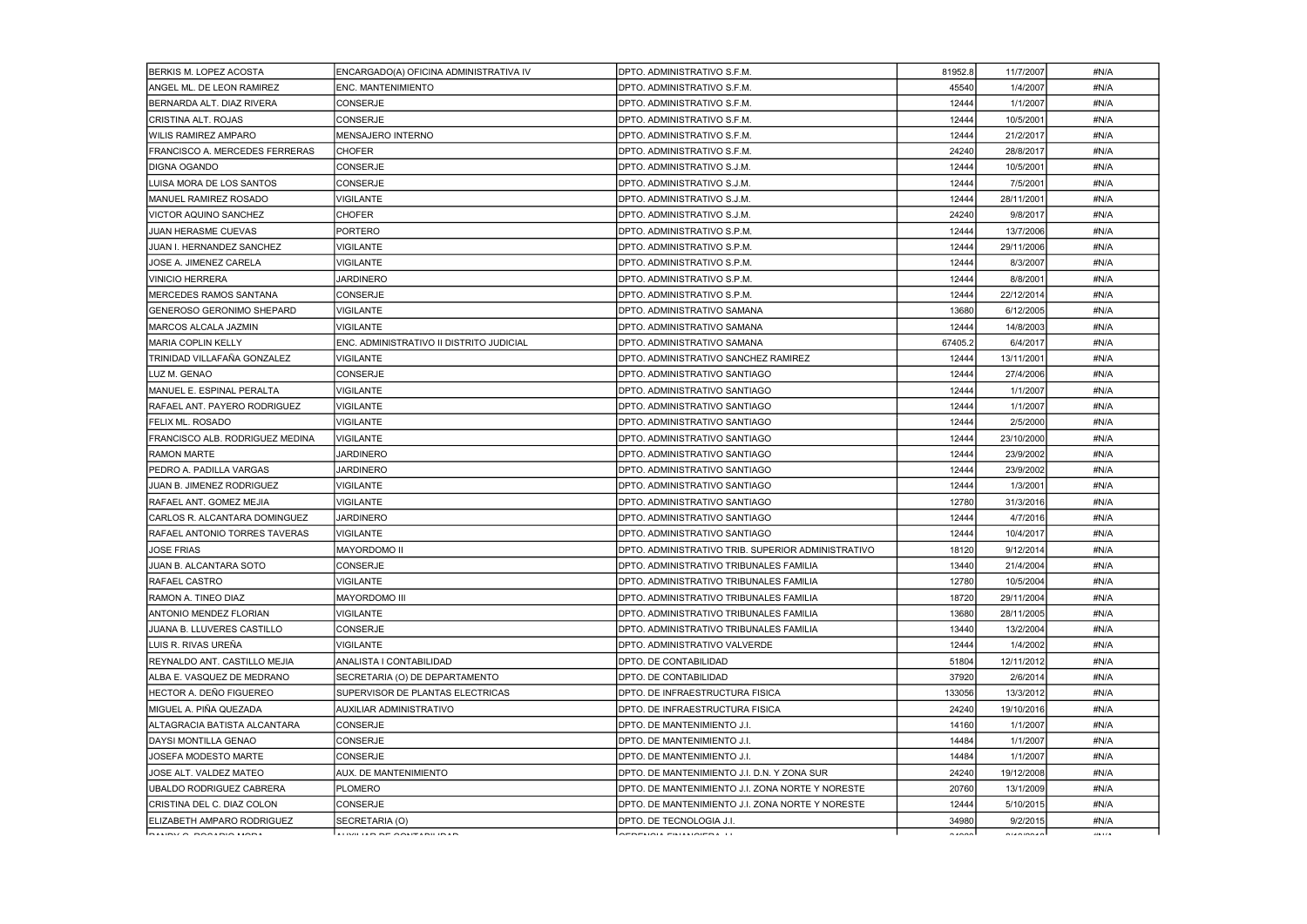| | | | | | |
|---|---|---|---|---|---|
| BERKIS M. LOPEZ ACOSTA | ENCARGADO(A) OFICINA ADMINISTRATIVA IV | DPTO. ADMINISTRATIVO S.F.M. | 81952.8 | 11/7/2007 | #N/A |
| ANGEL ML. DE LEON RAMIREZ | ENC. MANTENIMIENTO | DPTO. ADMINISTRATIVO S.F.M. | 45540 | 1/4/2007 | #N/A |
| BERNARDA ALT. DIAZ RIVERA | CONSERJE | DPTO. ADMINISTRATIVO S.F.M. | 12444 | 1/1/2007 | #N/A |
| CRISTINA ALT. ROJAS | CONSERJE | DPTO. ADMINISTRATIVO S.F.M. | 12444 | 10/5/2001 | #N/A |
| WILIS RAMIREZ AMPARO | MENSAJERO INTERNO | DPTO. ADMINISTRATIVO S.F.M. | 12444 | 21/2/2017 | #N/A |
| FRANCISCO A. MERCEDES FERRERAS | CHOFER | DPTO. ADMINISTRATIVO S.F.M. | 24240 | 28/8/2017 | #N/A |
| DIGNA OGANDO | CONSERJE | DPTO. ADMINISTRATIVO S.J.M. | 12444 | 10/5/2001 | #N/A |
| LUISA MORA DE LOS SANTOS | CONSERJE | DPTO. ADMINISTRATIVO S.J.M. | 12444 | 7/5/2001 | #N/A |
| MANUEL RAMIREZ ROSADO | VIGILANTE | DPTO. ADMINISTRATIVO S.J.M. | 12444 | 28/11/2001 | #N/A |
| VICTOR AQUINO SANCHEZ | CHOFER | DPTO. ADMINISTRATIVO S.J.M. | 24240 | 9/8/2017 | #N/A |
| JUAN HERASME CUEVAS | PORTERO | DPTO. ADMINISTRATIVO S.P.M. | 12444 | 13/7/2006 | #N/A |
| JUAN I. HERNANDEZ SANCHEZ | VIGILANTE | DPTO. ADMINISTRATIVO S.P.M. | 12444 | 29/11/2006 | #N/A |
| JOSE A. JIMENEZ CARELA | VIGILANTE | DPTO. ADMINISTRATIVO S.P.M. | 12444 | 8/3/2007 | #N/A |
| VINICIO HERRERA | JARDINERO | DPTO. ADMINISTRATIVO S.P.M. | 12444 | 8/8/2001 | #N/A |
| MERCEDES RAMOS SANTANA | CONSERJE | DPTO. ADMINISTRATIVO S.P.M. | 12444 | 22/12/2014 | #N/A |
| GENEROSO GERONIMO SHEPARD | VIGILANTE | DPTO. ADMINISTRATIVO SAMANA | 13680 | 6/12/2005 | #N/A |
| MARCOS ALCALA JAZMIN | VIGILANTE | DPTO. ADMINISTRATIVO SAMANA | 12444 | 14/8/2003 | #N/A |
| MARIA COPLIN KELLY | ENC. ADMINISTRATIVO II DISTRITO JUDICIAL | DPTO. ADMINISTRATIVO SAMANA | 67405.2 | 6/4/2017 | #N/A |
| TRINIDAD VILLAFAÑA GONZALEZ | VIGILANTE | DPTO. ADMINISTRATIVO SANCHEZ RAMIREZ | 12444 | 13/11/2001 | #N/A |
| LUZ M. GENAO | CONSERJE | DPTO. ADMINISTRATIVO SANTIAGO | 12444 | 27/4/2006 | #N/A |
| MANUEL E. ESPINAL PERALTA | VIGILANTE | DPTO. ADMINISTRATIVO SANTIAGO | 12444 | 1/1/2007 | #N/A |
| RAFAEL ANT. PAYERO RODRIGUEZ | VIGILANTE | DPTO. ADMINISTRATIVO SANTIAGO | 12444 | 1/1/2007 | #N/A |
| FELIX ML. ROSADO | VIGILANTE | DPTO. ADMINISTRATIVO SANTIAGO | 12444 | 2/5/2000 | #N/A |
| FRANCISCO ALB. RODRIGUEZ MEDINA | VIGILANTE | DPTO. ADMINISTRATIVO SANTIAGO | 12444 | 23/10/2000 | #N/A |
| RAMON MARTE | JARDINERO | DPTO. ADMINISTRATIVO SANTIAGO | 12444 | 23/9/2002 | #N/A |
| PEDRO A. PADILLA VARGAS | JARDINERO | DPTO. ADMINISTRATIVO SANTIAGO | 12444 | 23/9/2002 | #N/A |
| JUAN B. JIMENEZ RODRIGUEZ | VIGILANTE | DPTO. ADMINISTRATIVO SANTIAGO | 12444 | 1/3/2001 | #N/A |
| RAFAEL ANT. GOMEZ MEJIA | VIGILANTE | DPTO. ADMINISTRATIVO SANTIAGO | 12780 | 31/3/2016 | #N/A |
| CARLOS R. ALCANTARA DOMINGUEZ | JARDINERO | DPTO. ADMINISTRATIVO SANTIAGO | 12444 | 4/7/2016 | #N/A |
| RAFAEL ANTONIO TORRES TAVERAS | VIGILANTE | DPTO. ADMINISTRATIVO SANTIAGO | 12444 | 10/4/2017 | #N/A |
| JOSE FRIAS | MAYORDOMO II | DPTO. ADMINISTRATIVO TRIB. SUPERIOR ADMINISTRATIVO | 18120 | 9/12/2014 | #N/A |
| JUAN B. ALCANTARA SOTO | CONSERJE | DPTO. ADMINISTRATIVO TRIBUNALES FAMILIA | 13440 | 21/4/2004 | #N/A |
| RAFAEL CASTRO | VIGILANTE | DPTO. ADMINISTRATIVO TRIBUNALES FAMILIA | 12780 | 10/5/2004 | #N/A |
| RAMON A. TINEO DIAZ | MAYORDOMO III | DPTO. ADMINISTRATIVO TRIBUNALES FAMILIA | 18720 | 29/11/2004 | #N/A |
| ANTONIO MENDEZ FLORIAN | VIGILANTE | DPTO. ADMINISTRATIVO TRIBUNALES FAMILIA | 13680 | 28/11/2005 | #N/A |
| JUANA B. LLUVERES CASTILLO | CONSERJE | DPTO. ADMINISTRATIVO TRIBUNALES FAMILIA | 13440 | 13/2/2004 | #N/A |
| LUIS R. RIVAS UREÑA | VIGILANTE | DPTO. ADMINISTRATIVO VALVERDE | 12444 | 1/4/2002 | #N/A |
| REYNALDO ANT. CASTILLO MEJIA | ANALISTA I CONTABILIDAD | DPTO. DE CONTABILIDAD | 51804 | 12/11/2012 | #N/A |
| ALBA E. VASQUEZ DE MEDRANO | SECRETARIA (O) DE DEPARTAMENTO | DPTO. DE CONTABILIDAD | 37920 | 2/6/2014 | #N/A |
| HECTOR A. DEÑO FIGUEREO | SUPERVISOR DE PLANTAS ELECTRICAS | DPTO. DE INFRAESTRUCTURA FISICA | 133056 | 13/3/2012 | #N/A |
| MIGUEL A. PIÑA QUEZADA | AUXILIAR ADMINISTRATIVO | DPTO. DE INFRAESTRUCTURA FISICA | 24240 | 19/10/2016 | #N/A |
| ALTAGRACIA BATISTA ALCANTARA | CONSERJE | DPTO. DE MANTENIMIENTO J.I. | 14160 | 1/1/2007 | #N/A |
| DAYSI MONTILLA GENAO | CONSERJE | DPTO. DE MANTENIMIENTO J.I. | 14484 | 1/1/2007 | #N/A |
| JOSEFA MODESTO MARTE | CONSERJE | DPTO. DE MANTENIMIENTO J.I. | 14484 | 1/1/2007 | #N/A |
| JOSE ALT. VALDEZ MATEO | AUX. DE MANTENIMIENTO | DPTO. DE MANTENIMIENTO J.I. D.N. Y ZONA SUR | 24240 | 19/12/2008 | #N/A |
| UBALDO RODRIGUEZ CABRERA | PLOMERO | DPTO. DE MANTENIMIENTO J.I. ZONA NORTE Y NORESTE | 20760 | 13/1/2009 | #N/A |
| CRISTINA DEL C. DIAZ COLON | CONSERJE | DPTO. DE MANTENIMIENTO J.I. ZONA NORTE Y NORESTE | 12444 | 5/10/2015 | #N/A |
| ELIZABETH AMPARO RODRIGUEZ | SECRETARIA (O) | DPTO. DE TECNOLOGIA J.I. | 34980 | 9/2/2015 | #N/A |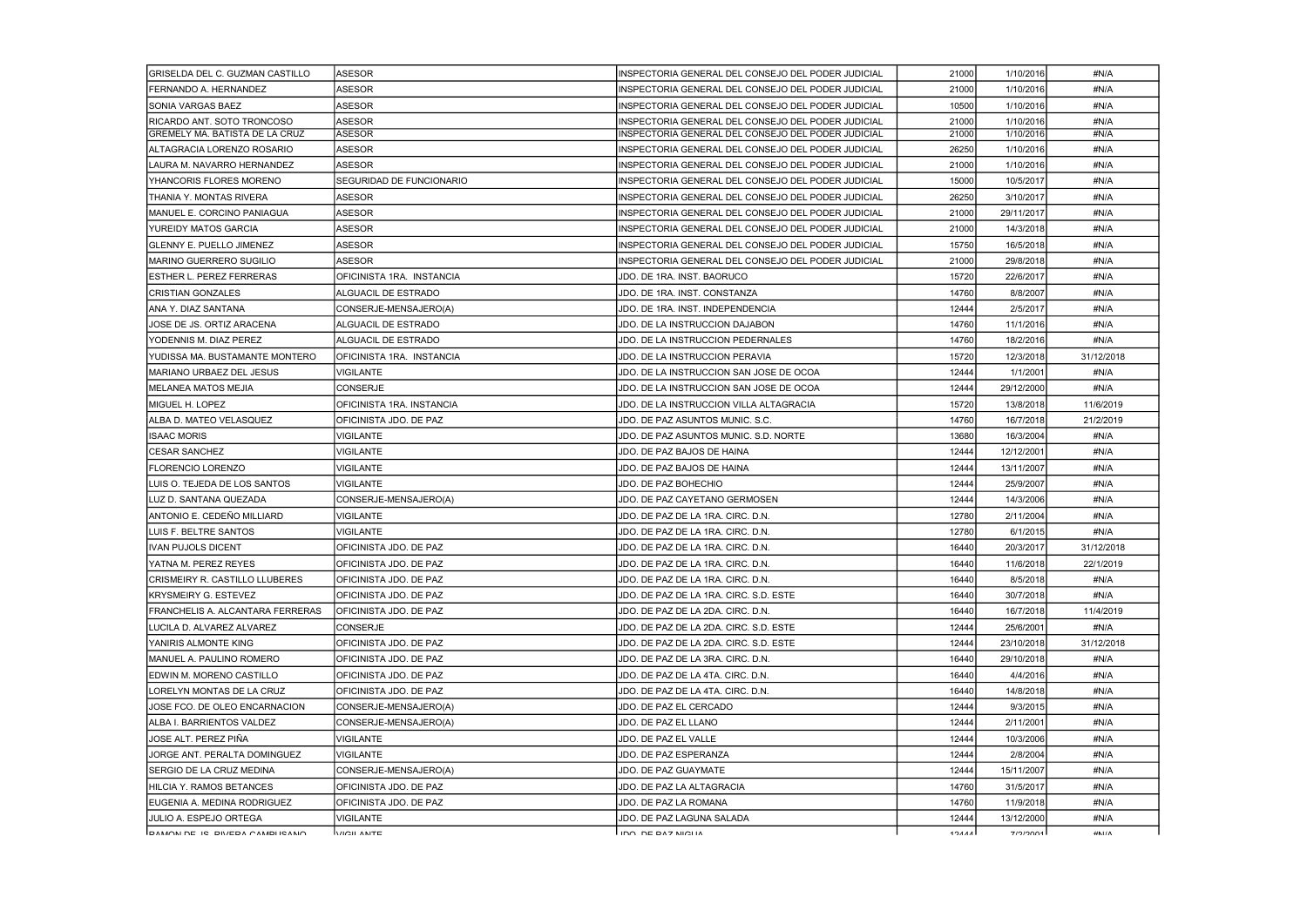| | | | | | |
|---|---|---|---|---|---|
| GRISELDA DEL C. GUZMAN CASTILLO | ASESOR | INSPECTORIA GENERAL DEL CONSEJO DEL PODER JUDICIAL | 21000 | 1/10/2016 | #N/A |
| FERNANDO A. HERNANDEZ | ASESOR | INSPECTORIA GENERAL DEL CONSEJO DEL PODER JUDICIAL | 21000 | 1/10/2016 | #N/A |
| SONIA VARGAS BAEZ | ASESOR | INSPECTORIA GENERAL DEL CONSEJO DEL PODER JUDICIAL | 10500 | 1/10/2016 | #N/A |
| RICARDO ANT. SOTO TRONCOSO | ASESOR | INSPECTORIA GENERAL DEL CONSEJO DEL PODER JUDICIAL | 21000 | 1/10/2016 | #N/A |
| GREMELY MA. BATISTA DE LA CRUZ | ASESOR | INSPECTORIA GENERAL DEL CONSEJO DEL PODER JUDICIAL | 21000 | 1/10/2016 | #N/A |
| ALTAGRACIA LORENZO ROSARIO | ASESOR | INSPECTORIA GENERAL DEL CONSEJO DEL PODER JUDICIAL | 26250 | 1/10/2016 | #N/A |
| LAURA M. NAVARRO HERNANDEZ | ASESOR | INSPECTORIA GENERAL DEL CONSEJO DEL PODER JUDICIAL | 21000 | 1/10/2016 | #N/A |
| YHANCORIS FLORES MORENO | SEGURIDAD DE FUNCIONARIO | INSPECTORIA GENERAL DEL CONSEJO DEL PODER JUDICIAL | 15000 | 10/5/2017 | #N/A |
| THANIA Y. MONTAS RIVERA | ASESOR | INSPECTORIA GENERAL DEL CONSEJO DEL PODER JUDICIAL | 26250 | 3/10/2017 | #N/A |
| MANUEL E. CORCINO PANIAGUA | ASESOR | INSPECTORIA GENERAL DEL CONSEJO DEL PODER JUDICIAL | 21000 | 29/11/2017 | #N/A |
| YUREIDY MATOS GARCIA | ASESOR | INSPECTORIA GENERAL DEL CONSEJO DEL PODER JUDICIAL | 21000 | 14/3/2018 | #N/A |
| GLENNY E. PUELLO JIMENEZ | ASESOR | INSPECTORIA GENERAL DEL CONSEJO DEL PODER JUDICIAL | 15750 | 16/5/2018 | #N/A |
| MARINO GUERRERO SUGILIO | ASESOR | INSPECTORIA GENERAL DEL CONSEJO DEL PODER JUDICIAL | 21000 | 29/8/2018 | #N/A |
| ESTHER L. PEREZ FERRERAS | OFICINISTA 1RA. INSTANCIA | JDO. DE 1RA. INST. BAORUCO | 15720 | 22/6/2017 | #N/A |
| CRISTIAN GONZALES | ALGUACIL DE ESTRADO | JDO. DE 1RA. INST. CONSTANZA | 14760 | 8/8/2007 | #N/A |
| ANA Y. DIAZ SANTANA | CONSERJE-MENSAJERO(A) | JDO. DE 1RA. INST. INDEPENDENCIA | 12444 | 2/5/2017 | #N/A |
| JOSE DE JS. ORTIZ ARACENA | ALGUACIL DE ESTRADO | JDO. DE LA INSTRUCCION DAJABON | 14760 | 11/1/2016 | #N/A |
| YODENNIS M. DIAZ PEREZ | ALGUACIL DE ESTRADO | JDO. DE LA INSTRUCCION PEDERNALES | 14760 | 18/2/2016 | #N/A |
| YUDISSA MA. BUSTAMANTE MONTERO | OFICINISTA 1RA. INSTANCIA | JDO. DE LA INSTRUCCION PERAVIA | 15720 | 12/3/2018 | 31/12/2018 |
| MARIANO URBAEZ DEL JESUS | VIGILANTE | JDO. DE LA INSTRUCCION SAN JOSE DE OCOA | 12444 | 1/1/2001 | #N/A |
| MELANEA MATOS MEJIA | CONSERJE | JDO. DE LA INSTRUCCION SAN JOSE DE OCOA | 12444 | 29/12/2000 | #N/A |
| MIGUEL H. LOPEZ | OFICINISTA 1RA. INSTANCIA | JDO. DE LA INSTRUCCION VILLA ALTAGRACIA | 15720 | 13/8/2018 | 11/6/2019 |
| ALBA D. MATEO VELASQUEZ | OFICINISTA JDO. DE PAZ | JDO. DE PAZ ASUNTOS MUNIC. S.C. | 14760 | 16/7/2018 | 21/2/2019 |
| ISAAC MORIS | VIGILANTE | JDO. DE PAZ ASUNTOS MUNIC. S.D. NORTE | 13680 | 16/3/2004 | #N/A |
| CESAR SANCHEZ | VIGILANTE | JDO. DE PAZ BAJOS DE HAINA | 12444 | 12/12/2001 | #N/A |
| FLORENCIO LORENZO | VIGILANTE | JDO. DE PAZ BAJOS DE HAINA | 12444 | 13/11/2007 | #N/A |
| LUIS O. TEJEDA DE LOS SANTOS | VIGILANTE | JDO. DE PAZ BOHECHIO | 12444 | 25/9/2007 | #N/A |
| LUZ D. SANTANA QUEZADA | CONSERJE-MENSAJERO(A) | JDO. DE PAZ CAYETANO GERMOSEN | 12444 | 14/3/2006 | #N/A |
| ANTONIO E. CEDEÑO MILLIARD | VIGILANTE | JDO. DE PAZ DE LA 1RA. CIRC. D.N. | 12780 | 2/11/2004 | #N/A |
| LUIS F. BELTRE SANTOS | VIGILANTE | JDO. DE PAZ DE LA 1RA. CIRC. D.N. | 12780 | 6/1/2015 | #N/A |
| IVAN PUJOLS DICENT | OFICINISTA JDO. DE PAZ | JDO. DE PAZ DE LA 1RA. CIRC. D.N. | 16440 | 20/3/2017 | 31/12/2018 |
| YATNA M. PEREZ REYES | OFICINISTA JDO. DE PAZ | JDO. DE PAZ DE LA 1RA. CIRC. D.N. | 16440 | 11/6/2018 | 22/1/2019 |
| CRISMEIRY R. CASTILLO LLUBERES | OFICINISTA JDO. DE PAZ | JDO. DE PAZ DE LA 1RA. CIRC. D.N. | 16440 | 8/5/2018 | #N/A |
| KRYSMEIRY G. ESTEVEZ | OFICINISTA JDO. DE PAZ | JDO. DE PAZ DE LA 1RA. CIRC. S.D. ESTE | 16440 | 30/7/2018 | #N/A |
| FRANCHELIS A. ALCANTARA FERRERAS | OFICINISTA JDO. DE PAZ | JDO. DE PAZ DE LA 2DA. CIRC. D.N. | 16440 | 16/7/2018 | 11/4/2019 |
| LUCILA D. ALVAREZ ALVAREZ | CONSERJE | JDO. DE PAZ DE LA 2DA. CIRC. S.D. ESTE | 12444 | 25/6/2001 | #N/A |
| YANIRIS ALMONTE KING | OFICINISTA JDO. DE PAZ | JDO. DE PAZ DE LA 2DA. CIRC. S.D. ESTE | 12444 | 23/10/2018 | 31/12/2018 |
| MANUEL A. PAULINO ROMERO | OFICINISTA JDO. DE PAZ | JDO. DE PAZ DE LA 3RA. CIRC. D.N. | 16440 | 29/10/2018 | #N/A |
| EDWIN M. MORENO CASTILLO | OFICINISTA JDO. DE PAZ | JDO. DE PAZ DE LA 4TA. CIRC. D.N. | 16440 | 4/4/2016 | #N/A |
| LORELYN MONTAS DE LA CRUZ | OFICINISTA JDO. DE PAZ | JDO. DE PAZ DE LA 4TA. CIRC. D.N. | 16440 | 14/8/2018 | #N/A |
| JOSE FCO. DE OLEO ENCARNACION | CONSERJE-MENSAJERO(A) | JDO. DE PAZ EL CERCADO | 12444 | 9/3/2015 | #N/A |
| ALBA I. BARRIENTOS VALDEZ | CONSERJE-MENSAJERO(A) | JDO. DE PAZ EL LLANO | 12444 | 2/11/2001 | #N/A |
| JOSE ALT. PEREZ PIÑA | VIGILANTE | JDO. DE PAZ EL VALLE | 12444 | 10/3/2006 | #N/A |
| JORGE ANT. PERALTA DOMINGUEZ | VIGILANTE | JDO. DE PAZ ESPERANZA | 12444 | 2/8/2004 | #N/A |
| SERGIO DE LA CRUZ MEDINA | CONSERJE-MENSAJERO(A) | JDO. DE PAZ GUAYMATE | 12444 | 15/11/2007 | #N/A |
| HILCIA Y. RAMOS BETANCES | OFICINISTA JDO. DE PAZ | JDO. DE PAZ LA ALTAGRACIA | 14760 | 31/5/2017 | #N/A |
| EUGENIA A. MEDINA RODRIGUEZ | OFICINISTA JDO. DE PAZ | JDO. DE PAZ LA ROMANA | 14760 | 11/9/2018 | #N/A |
| JULIO A. ESPEJO ORTEGA | VIGILANTE | JDO. DE PAZ LAGUNA SALADA | 12444 | 13/12/2000 | #N/A |
| RAMON DE JS. RIVERA CAMPUSANO | VIGILANTE | JDO. DE PAZ NIGUA | 12444 | 7/2/2001 | #N/A |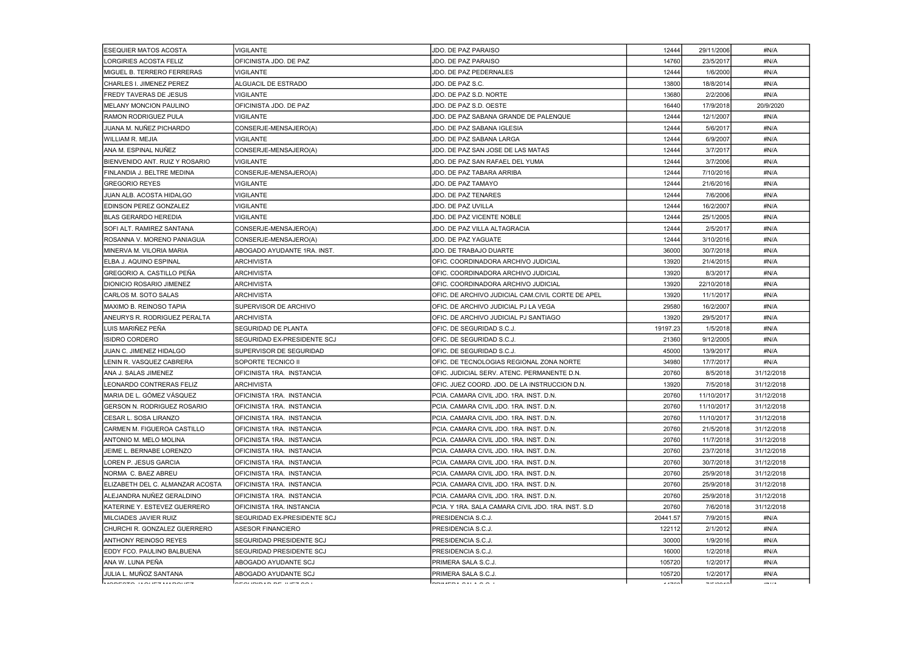| | | | | | |
|---|---|---|---|---|---|
| ESEQUIER MATOS ACOSTA | VIGILANTE | JDO. DE PAZ PARAISO | 12444 | 29/11/2006 | #N/A |
| LORGIRIES ACOSTA FELIZ | OFICINISTA JDO. DE PAZ | JDO. DE PAZ PARAISO | 14760 | 23/5/2017 | #N/A |
| MIGUEL B. TERRERO FERRERAS | VIGILANTE | JDO. DE PAZ PEDERNALES | 12444 | 1/6/2000 | #N/A |
| CHARLES I. JIMENEZ PEREZ | ALGUACIL DE ESTRADO | JDO. DE PAZ S.C. | 13800 | 18/8/2014 | #N/A |
| FREDY TAVERAS DE JESUS | VIGILANTE | JDO. DE PAZ S.D. NORTE | 13680 | 2/2/2006 | #N/A |
| MELANY MONCION PAULINO | OFICINISTA JDO. DE PAZ | JDO. DE PAZ S.D. OESTE | 16440 | 17/9/2018 | 20/9/2020 |
| RAMON RODRIGUEZ PULA | VIGILANTE | JDO. DE PAZ SABANA GRANDE DE PALENQUE | 12444 | 12/1/2007 | #N/A |
| JUANA M. NUÑEZ PICHARDO | CONSERJE-MENSAJERO(A) | JDO. DE PAZ SABANA IGLESIA | 12444 | 5/6/2017 | #N/A |
| WILLIAM R. MEJIA | VIGILANTE | JDO. DE PAZ SABANA LARGA | 12444 | 6/9/2007 | #N/A |
| ANA M. ESPINAL NUÑEZ | CONSERJE-MENSAJERO(A) | JDO. DE PAZ SAN JOSE DE LAS MATAS | 12444 | 3/7/2017 | #N/A |
| BIENVENIDO ANT. RUIZ Y ROSARIO | VIGILANTE | JDO. DE PAZ SAN RAFAEL DEL YUMA | 12444 | 3/7/2006 | #N/A |
| FINLANDIA J. BELTRE MEDINA | CONSERJE-MENSAJERO(A) | JDO. DE PAZ TABARA ARRIBA | 12444 | 7/10/2016 | #N/A |
| GREGORIO REYES | VIGILANTE | JDO. DE PAZ TAMAYO | 12444 | 21/6/2016 | #N/A |
| JUAN ALB. ACOSTA HIDALGO | VIGILANTE | JDO. DE PAZ TENARES | 12444 | 7/6/2006 | #N/A |
| EDINSON PEREZ GONZALEZ | VIGILANTE | JDO. DE PAZ UVILLA | 12444 | 16/2/2007 | #N/A |
| BLAS GERARDO HEREDIA | VIGILANTE | JDO. DE PAZ VICENTE NOBLE | 12444 | 25/1/2005 | #N/A |
| SOFI ALT. RAMIREZ SANTANA | CONSERJE-MENSAJERO(A) | JDO. DE PAZ VILLA ALTAGRACIA | 12444 | 2/5/2017 | #N/A |
| ROSANNA V. MORENO PANIAGUA | CONSERJE-MENSAJERO(A) | JDO. DE PAZ YAGUATE | 12444 | 3/10/2016 | #N/A |
| MINERVA M. VILORIA MARIA | ABOGADO AYUDANTE 1RA. INST. | JDO. DE TRABAJO DUARTE | 36000 | 30/7/2018 | #N/A |
| ELBA J. AQUINO ESPINAL | ARCHIVISTA | OFIC. COORDINADORA ARCHIVO JUDICIAL | 13920 | 21/4/2015 | #N/A |
| GREGORIO A. CASTILLO PEÑA | ARCHIVISTA | OFIC. COORDINADORA ARCHIVO JUDICIAL | 13920 | 8/3/2017 | #N/A |
| DIONICIO ROSARIO JIMENEZ | ARCHIVISTA | OFIC. COORDINADORA ARCHIVO JUDICIAL | 13920 | 22/10/2018 | #N/A |
| CARLOS M. SOTO SALAS | ARCHIVISTA | OFIC. DE ARCHIVO JUDICIAL CAM.CIVIL CORTE DE APEL | 13920 | 11/1/2017 | #N/A |
| MAXIMO B. REINOSO TAPIA | SUPERVISOR DE ARCHIVO | OFIC. DE ARCHIVO JUDICIAL PJ LA VEGA | 29580 | 16/2/2007 | #N/A |
| ANEURYS R. RODRIGUEZ PERALTA | ARCHIVISTA | OFIC. DE ARCHIVO JUDICIAL PJ SANTIAGO | 13920 | 29/5/2017 | #N/A |
| LUIS MARIÑEZ PEÑA | SEGURIDAD DE PLANTA | OFIC. DE SEGURIDAD S.C.J. | 19197.23 | 1/5/2018 | #N/A |
| ISIDRO CORDERO | SEGURIDAD EX-PRESIDENTE SCJ | OFIC. DE SEGURIDAD S.C.J. | 21360 | 9/12/2005 | #N/A |
| JUAN C. JIMENEZ HIDALGO | SUPERVISOR DE SEGURIDAD | OFIC. DE SEGURIDAD S.C.J. | 45000 | 13/9/2017 | #N/A |
| LENIN R. VASQUEZ CABRERA | SOPORTE TECNICO II | OFIC. DE TECNOLOGIAS REGIONAL ZONA NORTE | 34980 | 17/7/2017 | #N/A |
| ANA J. SALAS JIMENEZ | OFICINISTA 1RA. INSTANCIA | OFIC. JUDICIAL SERV. ATENC. PERMANENTE D.N. | 20760 | 8/5/2018 | 31/12/2018 |
| LEONARDO CONTRERAS FELIZ | ARCHIVISTA | OFIC. JUEZ COORD. JDO. DE LA INSTRUCCION D.N. | 13920 | 7/5/2018 | 31/12/2018 |
| MARIA DE L. GÓMEZ VÁSQUEZ | OFICINISTA 1RA. INSTANCIA | PCIA. CAMARA CIVIL JDO. 1RA. INST. D.N. | 20760 | 11/10/2017 | 31/12/2018 |
| GERSON N. RODRIGUEZ ROSARIO | OFICINISTA 1RA. INSTANCIA | PCIA. CAMARA CIVIL JDO. 1RA. INST. D.N. | 20760 | 11/10/2017 | 31/12/2018 |
| CESAR L. SOSA LIRANZO | OFICINISTA 1RA. INSTANCIA | PCIA. CAMARA CIVIL JDO. 1RA. INST. D.N. | 20760 | 11/10/2017 | 31/12/2018 |
| CARMEN M. FIGUEROA CASTILLO | OFICINISTA 1RA. INSTANCIA | PCIA. CAMARA CIVIL JDO. 1RA. INST. D.N. | 20760 | 21/5/2018 | 31/12/2018 |
| ANTONIO M. MELO MOLINA | OFICINISTA 1RA. INSTANCIA | PCIA. CAMARA CIVIL JDO. 1RA. INST. D.N. | 20760 | 11/7/2018 | 31/12/2018 |
| JEIME L. BERNABE LORENZO | OFICINISTA 1RA. INSTANCIA | PCIA. CAMARA CIVIL JDO. 1RA. INST. D.N. | 20760 | 23/7/2018 | 31/12/2018 |
| LOREN P. JESUS GARCIA | OFICINISTA 1RA. INSTANCIA | PCIA. CAMARA CIVIL JDO. 1RA. INST. D.N. | 20760 | 30/7/2018 | 31/12/2018 |
| NORMA C. BAEZ ABREU | OFICINISTA 1RA. INSTANCIA | PCIA. CAMARA CIVIL JDO. 1RA. INST. D.N. | 20760 | 25/9/2018 | 31/12/2018 |
| ELIZABETH DEL C. ALMANZAR ACOSTA | OFICINISTA 1RA. INSTANCIA | PCIA. CAMARA CIVIL JDO. 1RA. INST. D.N. | 20760 | 25/9/2018 | 31/12/2018 |
| ALEJANDRA NUÑEZ GERALDINO | OFICINISTA 1RA. INSTANCIA | PCIA. CAMARA CIVIL JDO. 1RA. INST. D.N. | 20760 | 25/9/2018 | 31/12/2018 |
| KATERINE Y. ESTEVEZ GUERRERO | OFICINISTA 1RA. INSTANCIA | PCIA. Y 1RA. SALA CAMARA CIVIL JDO. 1RA. INST. S.D | 20760 | 7/6/2018 | 31/12/2018 |
| MILCIADES JAVIER RUIZ | SEGURIDAD EX-PRESIDENTE SCJ | PRESIDENCIA S.C.J. | 20441.57 | 7/9/2015 | #N/A |
| CHURCHI R. GONZALEZ GUERRERO | ASESOR FINANCIERO | PRESIDENCIA S.C.J. | 122112 | 2/1/2012 | #N/A |
| ANTHONY REINOSO REYES | SEGURIDAD PRESIDENTE SCJ | PRESIDENCIA S.C.J. | 30000 | 1/9/2016 | #N/A |
| EDDY FCO. PAULINO BALBUENA | SEGURIDAD PRESIDENTE SCJ | PRESIDENCIA S.C.J. | 16000 | 1/2/2018 | #N/A |
| ANA W. LUNA PEÑA | ABOGADO AYUDANTE SCJ | PRIMERA SALA S.C.J. | 105720 | 1/2/2017 | #N/A |
| JULIA L. MUÑOZ SANTANA | ABOGADO AYUDANTE SCJ | PRIMERA SALA S.C.J. | 105720 | 1/2/2017 | #N/A |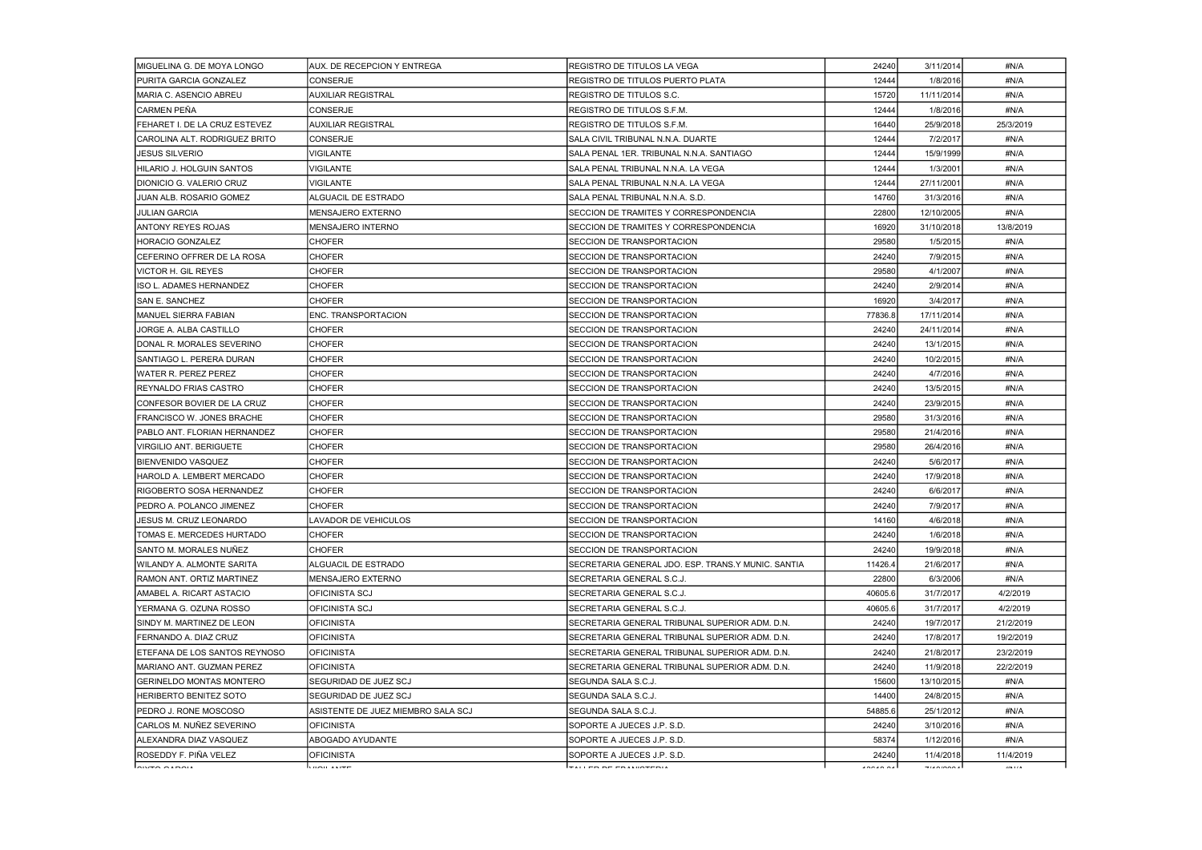| | | | | | |
|---|---|---|---|---|---|
| MIGUELINA G. DE MOYA LONGO | AUX. DE RECEPCION Y ENTREGA | REGISTRO DE TITULOS LA VEGA | 24240 | 3/11/2014 | #N/A |
| PURITA GARCIA GONZALEZ | CONSERJE | REGISTRO DE TITULOS PUERTO PLATA | 12444 | 1/8/2016 | #N/A |
| MARIA C. ASENCIO ABREU | AUXILIAR REGISTRAL | REGISTRO DE TITULOS S.C. | 15720 | 11/11/2014 | #N/A |
| CARMEN PEÑA | CONSERJE | REGISTRO DE TITULOS S.F.M. | 12444 | 1/8/2016 | #N/A |
| FEHARET I. DE LA CRUZ ESTEVEZ | AUXILIAR REGISTRAL | REGISTRO DE TITULOS S.F.M. | 16440 | 25/9/2018 | 25/3/2019 |
| CAROLINA ALT. RODRIGUEZ BRITO | CONSERJE | SALA CIVIL TRIBUNAL N.N.A. DUARTE | 12444 | 7/2/2017 | #N/A |
| JESUS SILVERIO | VIGILANTE | SALA PENAL 1ER. TRIBUNAL N.N.A. SANTIAGO | 12444 | 15/9/1999 | #N/A |
| HILARIO J. HOLGUIN SANTOS | VIGILANTE | SALA PENAL TRIBUNAL N.N.A. LA VEGA | 12444 | 1/3/2001 | #N/A |
| DIONICIO G. VALERIO CRUZ | VIGILANTE | SALA PENAL TRIBUNAL N.N.A. LA VEGA | 12444 | 27/11/2001 | #N/A |
| JUAN ALB. ROSARIO GOMEZ | ALGUACIL DE ESTRADO | SALA PENAL TRIBUNAL N.N.A. S.D. | 14760 | 31/3/2016 | #N/A |
| JULIAN GARCIA | MENSAJERO EXTERNO | SECCION DE TRAMITES Y CORRESPONDENCIA | 22800 | 12/10/2005 | #N/A |
| ANTONY REYES ROJAS | MENSAJERO INTERNO | SECCION DE TRAMITES Y CORRESPONDENCIA | 16920 | 31/10/2018 | 13/8/2019 |
| HORACIO GONZALEZ | CHOFER | SECCION DE TRANSPORTACION | 29580 | 1/5/2015 | #N/A |
| CEFERINO OFFRER DE LA ROSA | CHOFER | SECCION DE TRANSPORTACION | 24240 | 7/9/2015 | #N/A |
| VICTOR H. GIL REYES | CHOFER | SECCION DE TRANSPORTACION | 29580 | 4/1/2007 | #N/A |
| ISO L. ADAMES HERNANDEZ | CHOFER | SECCION DE TRANSPORTACION | 24240 | 2/9/2014 | #N/A |
| SAN E. SANCHEZ | CHOFER | SECCION DE TRANSPORTACION | 16920 | 3/4/2017 | #N/A |
| MANUEL SIERRA FABIAN | ENC. TRANSPORTACION | SECCION DE TRANSPORTACION | 77836.8 | 17/11/2014 | #N/A |
| JORGE A. ALBA CASTILLO | CHOFER | SECCION DE TRANSPORTACION | 24240 | 24/11/2014 | #N/A |
| DONAL R. MORALES SEVERINO | CHOFER | SECCION DE TRANSPORTACION | 24240 | 13/1/2015 | #N/A |
| SANTIAGO L. PERERA DURAN | CHOFER | SECCION DE TRANSPORTACION | 24240 | 10/2/2015 | #N/A |
| WATER R. PEREZ PEREZ | CHOFER | SECCION DE TRANSPORTACION | 24240 | 4/7/2016 | #N/A |
| REYNALDO FRIAS CASTRO | CHOFER | SECCION DE TRANSPORTACION | 24240 | 13/5/2015 | #N/A |
| CONFESOR BOVIER DE LA CRUZ | CHOFER | SECCION DE TRANSPORTACION | 24240 | 23/9/2015 | #N/A |
| FRANCISCO W. JONES BRACHE | CHOFER | SECCION DE TRANSPORTACION | 29580 | 31/3/2016 | #N/A |
| PABLO ANT. FLORIAN HERNANDEZ | CHOFER | SECCION DE TRANSPORTACION | 29580 | 21/4/2016 | #N/A |
| VIRGILIO ANT. BERIGUETE | CHOFER | SECCION DE TRANSPORTACION | 29580 | 26/4/2016 | #N/A |
| BIENVENIDO VASQUEZ | CHOFER | SECCION DE TRANSPORTACION | 24240 | 5/6/2017 | #N/A |
| HAROLD A. LEMBERT MERCADO | CHOFER | SECCION DE TRANSPORTACION | 24240 | 17/9/2018 | #N/A |
| RIGOBERTO SOSA HERNANDEZ | CHOFER | SECCION DE TRANSPORTACION | 24240 | 6/6/2017 | #N/A |
| PEDRO A. POLANCO JIMENEZ | CHOFER | SECCION DE TRANSPORTACION | 24240 | 7/9/2017 | #N/A |
| JESUS M. CRUZ LEONARDO | LAVADOR DE VEHICULOS | SECCION DE TRANSPORTACION | 14160 | 4/6/2018 | #N/A |
| TOMAS E. MERCEDES HURTADO | CHOFER | SECCION DE TRANSPORTACION | 24240 | 1/6/2018 | #N/A |
| SANTO M. MORALES NUÑEZ | CHOFER | SECCION DE TRANSPORTACION | 24240 | 19/9/2018 | #N/A |
| WILANDY A. ALMONTE SARITA | ALGUACIL DE ESTRADO | SECRETARIA GENERAL JDO. ESP. TRANS.Y MUNIC. SANTIA | 11426.4 | 21/6/2017 | #N/A |
| RAMON ANT. ORTIZ MARTINEZ | MENSAJERO EXTERNO | SECRETARIA GENERAL S.C.J. | 22800 | 6/3/2006 | #N/A |
| AMABEL A. RICART ASTACIO | OFICINISTA SCJ | SECRETARIA GENERAL S.C.J. | 40605.6 | 31/7/2017 | 4/2/2019 |
| YERMANA G. OZUNA ROSSO | OFICINISTA SCJ | SECRETARIA GENERAL S.C.J. | 40605.6 | 31/7/2017 | 4/2/2019 |
| SINDY M. MARTINEZ DE LEON | OFICINISTA | SECRETARIA GENERAL TRIBUNAL SUPERIOR ADM. D.N. | 24240 | 19/7/2017 | 21/2/2019 |
| FERNANDO A. DIAZ CRUZ | OFICINISTA | SECRETARIA GENERAL TRIBUNAL SUPERIOR ADM. D.N. | 24240 | 17/8/2017 | 19/2/2019 |
| ETEFANA DE LOS SANTOS REYNOSO | OFICINISTA | SECRETARIA GENERAL TRIBUNAL SUPERIOR ADM. D.N. | 24240 | 21/8/2017 | 23/2/2019 |
| MARIANO ANT. GUZMAN PEREZ | OFICINISTA | SECRETARIA GENERAL TRIBUNAL SUPERIOR ADM. D.N. | 24240 | 11/9/2018 | 22/2/2019 |
| GERINELDO MONTAS MONTERO | SEGURIDAD DE JUEZ SCJ | SEGUNDA SALA S.C.J. | 15600 | 13/10/2015 | #N/A |
| HERIBERTO BENITEZ SOTO | SEGURIDAD DE JUEZ SCJ | SEGUNDA SALA S.C.J. | 14400 | 24/8/2015 | #N/A |
| PEDRO J. RONE MOSCOSO | ASISTENTE DE JUEZ MIEMBRO SALA SCJ | SEGUNDA SALA S.C.J. | 54885.6 | 25/1/2012 | #N/A |
| CARLOS M. NUÑEZ SEVERINO | OFICINISTA | SOPORTE A JUECES J.P. S.D. | 24240 | 3/10/2016 | #N/A |
| ALEXANDRA DIAZ VASQUEZ | ABOGADO AYUDANTE | SOPORTE A JUECES J.P. S.D. | 58374 | 1/12/2016 | #N/A |
| ROSEDDY F. PIÑA VELEZ | OFICINISTA | SOPORTE A JUECES J.P. S.D. | 24240 | 11/4/2018 | 11/4/2019 |
| SIXTO GARCIA | VIGILANTE | TALLER DE EBANISTERIA | | | #N/A |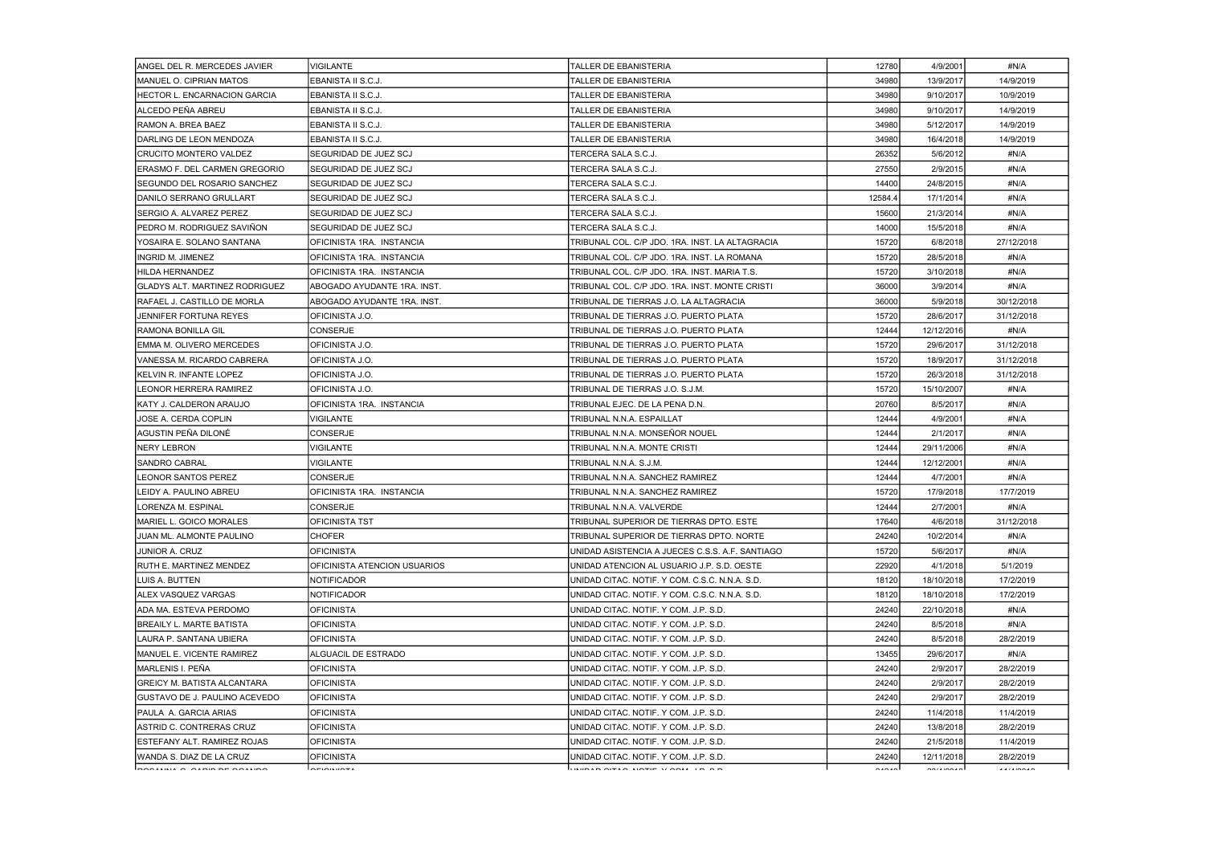| | | | | | |
|---|---|---|---|---|---|
| ANGEL DEL R. MERCEDES JAVIER | VIGILANTE | TALLER DE EBANISTERIA | 12780 | 4/9/2001 | #N/A |
| MANUEL O. CIPRIAN MATOS | EBANISTA II S.C.J. | TALLER DE EBANISTERIA | 34980 | 13/9/2017 | 14/9/2019 |
| HECTOR L. ENCARNACION GARCIA | EBANISTA II S.C.J. | TALLER DE EBANISTERIA | 34980 | 9/10/2017 | 10/9/2019 |
| ALCEDO PEÑA ABREU | EBANISTA II S.C.J. | TALLER DE EBANISTERIA | 34980 | 9/10/2017 | 14/9/2019 |
| RAMON A. BREA BAEZ | EBANISTA II S.C.J. | TALLER DE EBANISTERIA | 34980 | 5/12/2017 | 14/9/2019 |
| DARLING DE LEON MENDOZA | EBANISTA II S.C.J. | TALLER DE EBANISTERIA | 34980 | 16/4/2018 | 14/9/2019 |
| CRUCITO MONTERO VALDEZ | SEGURIDAD DE JUEZ SCJ | TERCERA SALA S.C.J. | 26352 | 5/6/2012 | #N/A |
| ERASMO F. DEL CARMEN GREGORIO | SEGURIDAD DE JUEZ SCJ | TERCERA SALA S.C.J. | 27550 | 2/9/2015 | #N/A |
| SEGUNDO DEL ROSARIO SANCHEZ | SEGURIDAD DE JUEZ SCJ | TERCERA SALA S.C.J. | 14400 | 24/8/2015 | #N/A |
| DANILO SERRANO GRULLART | SEGURIDAD DE JUEZ SCJ | TERCERA SALA S.C.J. | 12584.4 | 17/1/2014 | #N/A |
| SERGIO A. ALVAREZ PEREZ | SEGURIDAD DE JUEZ SCJ | TERCERA SALA S.C.J. | 15600 | 21/3/2014 | #N/A |
| PEDRO M. RODRIGUEZ SAVIÑON | SEGURIDAD DE JUEZ SCJ | TERCERA SALA S.C.J. | 14000 | 15/5/2018 | #N/A |
| YOSAIRA E. SOLANO SANTANA | OFICINISTA 1RA. INSTANCIA | TRIBUNAL COL. C/P JDO. 1RA. INST. LA ALTAGRACIA | 15720 | 6/8/2018 | 27/12/2018 |
| INGRID M. JIMENEZ | OFICINISTA 1RA. INSTANCIA | TRIBUNAL COL. C/P JDO. 1RA. INST. LA ROMANA | 15720 | 28/5/2018 | #N/A |
| HILDA HERNANDEZ | OFICINISTA 1RA. INSTANCIA | TRIBUNAL COL. C/P JDO. 1RA. INST. MARIA T.S. | 15720 | 3/10/2018 | #N/A |
| GLADYS ALT. MARTINEZ RODRIGUEZ | ABOGADO AYUDANTE 1RA. INST. | TRIBUNAL COL. C/P JDO. 1RA. INST. MONTE CRISTI | 36000 | 3/9/2014 | #N/A |
| RAFAEL J. CASTILLO DE MORLA | ABOGADO AYUDANTE 1RA. INST. | TRIBUNAL DE TIERRAS J.O. LA ALTAGRACIA | 36000 | 5/9/2018 | 30/12/2018 |
| JENNIFER FORTUNA REYES | OFICINISTA J.O. | TRIBUNAL DE TIERRAS J.O. PUERTO PLATA | 15720 | 28/6/2017 | 31/12/2018 |
| RAMONA BONILLA GIL | CONSERJE | TRIBUNAL DE TIERRAS J.O. PUERTO PLATA | 12444 | 12/12/2016 | #N/A |
| EMMA M. OLIVERO MERCEDES | OFICINISTA J.O. | TRIBUNAL DE TIERRAS J.O. PUERTO PLATA | 15720 | 29/6/2017 | 31/12/2018 |
| VANESSA M. RICARDO CABRERA | OFICINISTA J.O. | TRIBUNAL DE TIERRAS J.O. PUERTO PLATA | 15720 | 18/9/2017 | 31/12/2018 |
| KELVIN R. INFANTE LOPEZ | OFICINISTA J.O. | TRIBUNAL DE TIERRAS J.O. PUERTO PLATA | 15720 | 26/3/2018 | 31/12/2018 |
| LEONOR HERRERA RAMIREZ | OFICINISTA J.O. | TRIBUNAL DE TIERRAS J.O. S.J.M. | 15720 | 15/10/2007 | #N/A |
| KATY J. CALDERON ARAUJO | OFICINISTA 1RA. INSTANCIA | TRIBUNAL EJEC. DE LA PENA D.N. | 20760 | 8/5/2017 | #N/A |
| JOSE A. CERDA COPLIN | VIGILANTE | TRIBUNAL N.N.A. ESPAILLAT | 12444 | 4/9/2001 | #N/A |
| AGUSTIN PEÑA DILONÉ | CONSERJE | TRIBUNAL N.N.A. MONSEÑOR NOUEL | 12444 | 2/1/2017 | #N/A |
| NERY LEBRON | VIGILANTE | TRIBUNAL N.N.A. MONTE CRISTI | 12444 | 29/11/2006 | #N/A |
| SANDRO CABRAL | VIGILANTE | TRIBUNAL N.N.A. S.J.M. | 12444 | 12/12/2001 | #N/A |
| LEONOR SANTOS PEREZ | CONSERJE | TRIBUNAL N.N.A. SANCHEZ RAMIREZ | 12444 | 4/7/2001 | #N/A |
| LEIDY A. PAULINO ABREU | OFICINISTA 1RA. INSTANCIA | TRIBUNAL N.N.A. SANCHEZ RAMIREZ | 15720 | 17/9/2018 | 17/7/2019 |
| LORENZA M. ESPINAL | CONSERJE | TRIBUNAL N.N.A. VALVERDE | 12444 | 2/7/2001 | #N/A |
| MARIEL L. GOICO MORALES | OFICINISTA TST | TRIBUNAL SUPERIOR DE TIERRAS DPTO. ESTE | 17640 | 4/6/2018 | 31/12/2018 |
| JUAN ML. ALMONTE PAULINO | CHOFER | TRIBUNAL SUPERIOR DE TIERRAS DPTO. NORTE | 24240 | 10/2/2014 | #N/A |
| JUNIOR A. CRUZ | OFICINISTA | UNIDAD ASISTENCIA A JUECES C.S.S. A.F. SANTIAGO | 15720 | 5/6/2017 | #N/A |
| RUTH E. MARTINEZ MENDEZ | OFICINISTA ATENCION USUARIOS | UNIDAD ATENCION AL USUARIO J.P. S.D. OESTE | 22920 | 4/1/2018 | 5/1/2019 |
| LUIS A. BUTTEN | NOTIFICADOR | UNIDAD CITAC. NOTIF. Y COM. C.S.C. N.N.A. S.D. | 18120 | 18/10/2018 | 17/2/2019 |
| ALEX VASQUEZ VARGAS | NOTIFICADOR | UNIDAD CITAC. NOTIF. Y COM. C.S.C. N.N.A. S.D. | 18120 | 18/10/2018 | 17/2/2019 |
| ADA MA. ESTEVA PERDOMO | OFICINISTA | UNIDAD CITAC. NOTIF. Y COM. J.P. S.D. | 24240 | 22/10/2018 | #N/A |
| BREAILY L. MARTE BATISTA | OFICINISTA | UNIDAD CITAC. NOTIF. Y COM. J.P. S.D. | 24240 | 8/5/2018 | #N/A |
| LAURA P. SANTANA UBIERA | OFICINISTA | UNIDAD CITAC. NOTIF. Y COM. J.P. S.D. | 24240 | 8/5/2018 | 28/2/2019 |
| MANUEL E. VICENTE RAMIREZ | ALGUACIL DE ESTRADO | UNIDAD CITAC. NOTIF. Y COM. J.P. S.D. | 13455 | 29/6/2017 | #N/A |
| MARLENIS I. PEÑA | OFICINISTA | UNIDAD CITAC. NOTIF. Y COM. J.P. S.D. | 24240 | 2/9/2017 | 28/2/2019 |
| GREICY M. BATISTA ALCANTARA | OFICINISTA | UNIDAD CITAC. NOTIF. Y COM. J.P. S.D. | 24240 | 2/9/2017 | 28/2/2019 |
| GUSTAVO DE J. PAULINO ACEVEDO | OFICINISTA | UNIDAD CITAC. NOTIF. Y COM. J.P. S.D. | 24240 | 2/9/2017 | 28/2/2019 |
| PAULA A. GARCIA ARIAS | OFICINISTA | UNIDAD CITAC. NOTIF. Y COM. J.P. S.D. | 24240 | 11/4/2018 | 11/4/2019 |
| ASTRID C. CONTRERAS CRUZ | OFICINISTA | UNIDAD CITAC. NOTIF. Y COM. J.P. S.D. | 24240 | 13/8/2018 | 28/2/2019 |
| ESTEFANY ALT. RAMIREZ ROJAS | OFICINISTA | UNIDAD CITAC. NOTIF. Y COM. J.P. S.D. | 24240 | 21/5/2018 | 11/4/2019 |
| WANDA S. DIAZ DE LA CRUZ | OFICINISTA | UNIDAD CITAC. NOTIF. Y COM. J.P. S.D. | 24240 | 12/11/2018 | 28/2/2019 |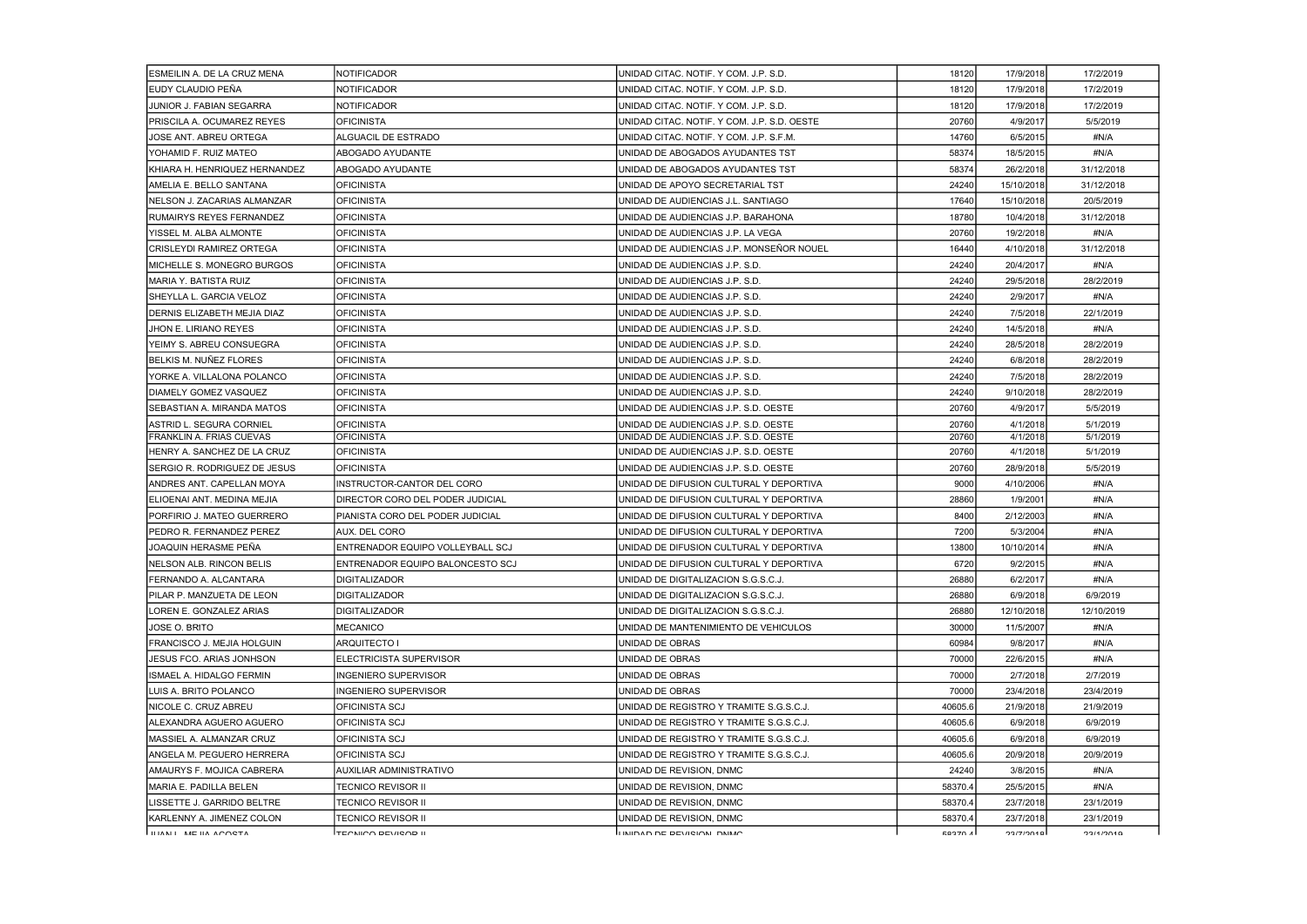| | | | | | |
|---|---|---|---|---|---|
| ESMEILIN A. DE LA CRUZ MENA | NOTIFICADOR | UNIDAD CITAC. NOTIF. Y COM. J.P. S.D. | 18120 | 17/9/2018 | 17/2/2019 |
| EUDY CLAUDIO PEÑA | NOTIFICADOR | UNIDAD CITAC. NOTIF. Y COM. J.P. S.D. | 18120 | 17/9/2018 | 17/2/2019 |
| JUNIOR J. FABIAN SEGARRA | NOTIFICADOR | UNIDAD CITAC. NOTIF. Y COM. J.P. S.D. | 18120 | 17/9/2018 | 17/2/2019 |
| PRISCILA A. OCUMAREZ REYES | OFICINISTA | UNIDAD CITAC. NOTIF. Y COM. J.P. S.D. OESTE | 20760 | 4/9/2017 | 5/5/2019 |
| JOSE ANT. ABREU ORTEGA | ALGUACIL DE ESTRADO | UNIDAD CITAC. NOTIF. Y COM. J.P. S.F.M. | 14760 | 6/5/2015 | #N/A |
| YOHAMID F. RUIZ MATEO | ABOGADO AYUDANTE | UNIDAD DE ABOGADOS AYUDANTES TST | 58374 | 18/5/2015 | #N/A |
| KHIARA H. HENRIQUEZ HERNANDEZ | ABOGADO AYUDANTE | UNIDAD DE ABOGADOS AYUDANTES TST | 58374 | 26/2/2018 | 31/12/2018 |
| AMELIA E. BELLO SANTANA | OFICINISTA | UNIDAD DE APOYO SECRETARIAL TST | 24240 | 15/10/2018 | 31/12/2018 |
| NELSON J. ZACARIAS ALMANZAR | OFICINISTA | UNIDAD DE AUDIENCIAS J.L. SANTIAGO | 17640 | 15/10/2018 | 20/5/2019 |
| RUMAIRYS REYES FERNANDEZ | OFICINISTA | UNIDAD DE AUDIENCIAS J.P. BARAHONA | 18780 | 10/4/2018 | 31/12/2018 |
| YISSEL M. ALBA ALMONTE | OFICINISTA | UNIDAD DE AUDIENCIAS J.P. LA VEGA | 20760 | 19/2/2018 | #N/A |
| CRISLEYDI RAMIREZ ORTEGA | OFICINISTA | UNIDAD DE AUDIENCIAS J.P. MONSEÑOR NOUEL | 16440 | 4/10/2018 | 31/12/2018 |
| MICHELLE S. MONEGRO BURGOS | OFICINISTA | UNIDAD DE AUDIENCIAS J.P. S.D. | 24240 | 20/4/2017 | #N/A |
| MARIA Y. BATISTA RUIZ | OFICINISTA | UNIDAD DE AUDIENCIAS J.P. S.D. | 24240 | 29/5/2018 | 28/2/2019 |
| SHEYLLA L. GARCIA VELOZ | OFICINISTA | UNIDAD DE AUDIENCIAS J.P. S.D. | 24240 | 2/9/2017 | #N/A |
| DERNIS ELIZABETH MEJIA DIAZ | OFICINISTA | UNIDAD DE AUDIENCIAS J.P. S.D. | 24240 | 7/5/2018 | 22/1/2019 |
| JHON E. LIRIANO REYES | OFICINISTA | UNIDAD DE AUDIENCIAS J.P. S.D. | 24240 | 14/5/2018 | #N/A |
| YEIMY S. ABREU CONSUEGRA | OFICINISTA | UNIDAD DE AUDIENCIAS J.P. S.D. | 24240 | 28/5/2018 | 28/2/2019 |
| BELKIS M. NUÑEZ FLORES | OFICINISTA | UNIDAD DE AUDIENCIAS J.P. S.D. | 24240 | 6/8/2018 | 28/2/2019 |
| YORKE A. VILLALONA POLANCO | OFICINISTA | UNIDAD DE AUDIENCIAS J.P. S.D. | 24240 | 7/5/2018 | 28/2/2019 |
| DIAMELY GOMEZ VASQUEZ | OFICINISTA | UNIDAD DE AUDIENCIAS J.P. S.D. | 24240 | 9/10/2018 | 28/2/2019 |
| SEBASTIAN A. MIRANDA MATOS | OFICINISTA | UNIDAD DE AUDIENCIAS J.P. S.D. OESTE | 20760 | 4/9/2017 | 5/5/2019 |
| ASTRID L. SEGURA CORNIEL | OFICINISTA | UNIDAD DE AUDIENCIAS J.P. S.D. OESTE | 20760 | 4/1/2018 | 5/1/2019 |
| FRANKLIN A. FRIAS CUEVAS | OFICINISTA | UNIDAD DE AUDIENCIAS J.P. S.D. OESTE | 20760 | 4/1/2018 | 5/1/2019 |
| HENRY A. SANCHEZ DE LA CRUZ | OFICINISTA | UNIDAD DE AUDIENCIAS J.P. S.D. OESTE | 20760 | 4/1/2018 | 5/1/2019 |
| SERGIO R. RODRIGUEZ DE JESUS | OFICINISTA | UNIDAD DE AUDIENCIAS J.P. S.D. OESTE | 20760 | 28/9/2018 | 5/5/2019 |
| ANDRES ANT. CAPELLAN MOYA | INSTRUCTOR-CANTOR DEL CORO | UNIDAD DE DIFUSION CULTURAL Y DEPORTIVA | 9000 | 4/10/2006 | #N/A |
| ELIOENAI ANT. MEDINA MEJIA | DIRECTOR CORO DEL PODER JUDICIAL | UNIDAD DE DIFUSION CULTURAL Y DEPORTIVA | 28860 | 1/9/2001 | #N/A |
| PORFIRIO J. MATEO GUERRERO | PIANISTA CORO DEL PODER JUDICIAL | UNIDAD DE DIFUSION CULTURAL Y DEPORTIVA | 8400 | 2/12/2003 | #N/A |
| PEDRO R. FERNANDEZ PEREZ | AUX. DEL CORO | UNIDAD DE DIFUSION CULTURAL Y DEPORTIVA | 7200 | 5/3/2004 | #N/A |
| JOAQUIN HERASME PEÑA | ENTRENADOR EQUIPO VOLLEYBALL SCJ | UNIDAD DE DIFUSION CULTURAL Y DEPORTIVA | 13800 | 10/10/2014 | #N/A |
| NELSON ALB. RINCON BELIS | ENTRENADOR EQUIPO BALONCESTO SCJ | UNIDAD DE DIFUSION CULTURAL Y DEPORTIVA | 6720 | 9/2/2015 | #N/A |
| FERNANDO A. ALCANTARA | DIGITALIZADOR | UNIDAD DE DIGITALIZACION S.G.S.C.J. | 26880 | 6/2/2017 | #N/A |
| PILAR P. MANZUETA DE LEON | DIGITALIZADOR | UNIDAD DE DIGITALIZACION S.G.S.C.J. | 26880 | 6/9/2018 | 6/9/2019 |
| LOREN E. GONZALEZ ARIAS | DIGITALIZADOR | UNIDAD DE DIGITALIZACION S.G.S.C.J. | 26880 | 12/10/2018 | 12/10/2019 |
| JOSE O. BRITO | MECANICO | UNIDAD DE MANTENIMIENTO DE VEHICULOS | 30000 | 11/5/2007 | #N/A |
| FRANCISCO J. MEJIA HOLGUIN | ARQUITECTO I | UNIDAD DE OBRAS | 60984 | 9/8/2017 | #N/A |
| JESUS FCO. ARIAS JONHSON | ELECTRICISTA SUPERVISOR | UNIDAD DE OBRAS | 70000 | 22/6/2015 | #N/A |
| ISMAEL A. HIDALGO FERMIN | INGENIERO SUPERVISOR | UNIDAD DE OBRAS | 70000 | 2/7/2018 | 2/7/2019 |
| LUIS A. BRITO POLANCO | INGENIERO SUPERVISOR | UNIDAD DE OBRAS | 70000 | 23/4/2018 | 23/4/2019 |
| NICOLE C. CRUZ ABREU | OFICINISTA SCJ | UNIDAD DE REGISTRO Y TRAMITE S.G.S.C.J. | 40605.6 | 21/9/2018 | 21/9/2019 |
| ALEXANDRA AGUERO AGUERO | OFICINISTA SCJ | UNIDAD DE REGISTRO Y TRAMITE S.G.S.C.J. | 40605.6 | 6/9/2018 | 6/9/2019 |
| MASSIEL A. ALMANZAR CRUZ | OFICINISTA SCJ | UNIDAD DE REGISTRO Y TRAMITE S.G.S.C.J. | 40605.6 | 6/9/2018 | 6/9/2019 |
| ANGELA M. PEGUERO HERRERA | OFICINISTA SCJ | UNIDAD DE REGISTRO Y TRAMITE S.G.S.C.J. | 40605.6 | 20/9/2018 | 20/9/2019 |
| AMAURYS F. MOJICA CABRERA | AUXILIAR ADMINISTRATIVO | UNIDAD DE REVISION, DNMC | 24240 | 3/8/2015 | #N/A |
| MARIA E. PADILLA BELEN | TECNICO REVISOR II | UNIDAD DE REVISION, DNMC | 58370.4 | 25/5/2015 | #N/A |
| LISSETTE J. GARRIDO BELTRE | TECNICO REVISOR II | UNIDAD DE REVISION, DNMC | 58370.4 | 23/7/2018 | 23/1/2019 |
| KARLENNY A. JIMENEZ COLON | TECNICO REVISOR II | UNIDAD DE REVISION, DNMC | 58370.4 | 23/7/2018 | 23/1/2019 |
| JUAN L. MEJIA ACOSTA | TECNICO REVISOR II | UNIDAD DE REVISION, DNMC | 58370.4 | 23/7/2018 | 23/1/2019 |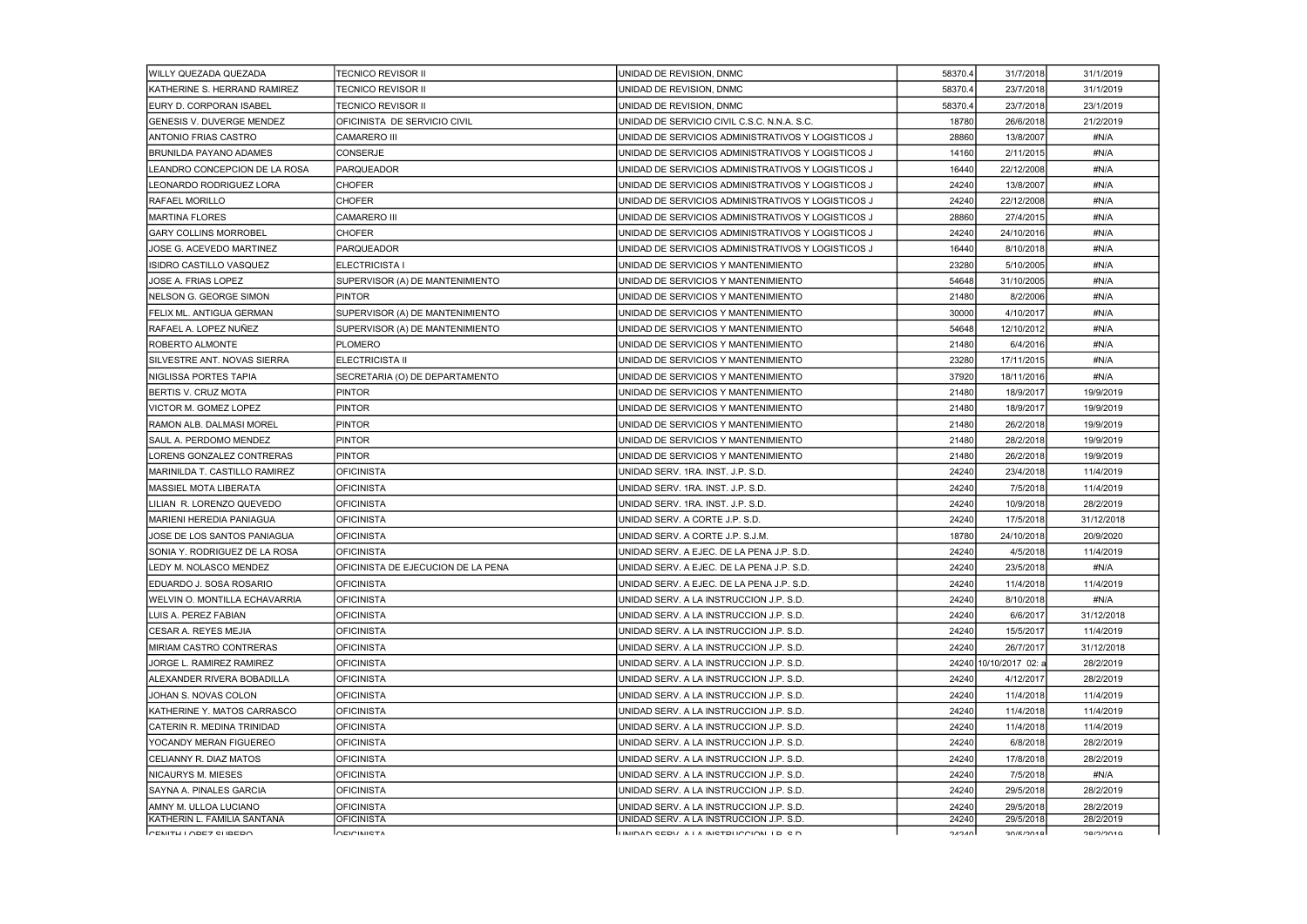| | | | | | |
|---|---|---|---|---|---|
| WILLY QUEZADA QUEZADA | TECNICO REVISOR II | UNIDAD DE REVISION, DNMC | 58370.4 | 31/7/2018 | 31/1/2019 |
| KATHERINE S. HERRAND RAMIREZ | TECNICO REVISOR II | UNIDAD DE REVISION, DNMC | 58370.4 | 23/7/2018 | 31/1/2019 |
| EURY D. CORPORAN ISABEL | TECNICO REVISOR II | UNIDAD DE REVISION, DNMC | 58370.4 | 23/7/2018 | 23/1/2019 |
| GENESIS V. DUVERGE MENDEZ | OFICINISTA DE SERVICIO CIVIL | UNIDAD DE SERVICIO CIVIL C.S.C. N.N.A. S.C. | 18780 | 26/6/2018 | 21/2/2019 |
| ANTONIO FRIAS CASTRO | CAMARERO III | UNIDAD DE SERVICIOS ADMINISTRATIVOS Y LOGISTICOS J | 28860 | 13/8/2007 | #N/A |
| BRUNILDA PAYANO ADAMES | CONSERJE | UNIDAD DE SERVICIOS ADMINISTRATIVOS Y LOGISTICOS J | 14160 | 2/11/2015 | #N/A |
| LEANDRO CONCEPCION DE LA ROSA | PARQUEADOR | UNIDAD DE SERVICIOS ADMINISTRATIVOS Y LOGISTICOS J | 16440 | 22/12/2008 | #N/A |
| LEONARDO RODRIGUEZ LORA | CHOFER | UNIDAD DE SERVICIOS ADMINISTRATIVOS Y LOGISTICOS J | 24240 | 13/8/2007 | #N/A |
| RAFAEL MORILLO | CHOFER | UNIDAD DE SERVICIOS ADMINISTRATIVOS Y LOGISTICOS J | 24240 | 22/12/2008 | #N/A |
| MARTINA FLORES | CAMARERO III | UNIDAD DE SERVICIOS ADMINISTRATIVOS Y LOGISTICOS J | 28860 | 27/4/2015 | #N/A |
| GARY COLLINS MORROBEL | CHOFER | UNIDAD DE SERVICIOS ADMINISTRATIVOS Y LOGISTICOS J | 24240 | 24/10/2016 | #N/A |
| JOSE G. ACEVEDO MARTINEZ | PARQUEADOR | UNIDAD DE SERVICIOS ADMINISTRATIVOS Y LOGISTICOS J | 16440 | 8/10/2018 | #N/A |
| ISIDRO CASTILLO VASQUEZ | ELECTRICISTA I | UNIDAD DE SERVICIOS Y MANTENIMIENTO | 23280 | 5/10/2005 | #N/A |
| JOSE A. FRIAS LOPEZ | SUPERVISOR (A) DE MANTENIMIENTO | UNIDAD DE SERVICIOS Y MANTENIMIENTO | 54648 | 31/10/2005 | #N/A |
| NELSON G. GEORGE SIMON | PINTOR | UNIDAD DE SERVICIOS Y MANTENIMIENTO | 21480 | 8/2/2006 | #N/A |
| FELIX ML. ANTIGUA GERMAN | SUPERVISOR (A) DE MANTENIMIENTO | UNIDAD DE SERVICIOS Y MANTENIMIENTO | 30000 | 4/10/2017 | #N/A |
| RAFAEL A. LOPEZ NUÑEZ | SUPERVISOR (A) DE MANTENIMIENTO | UNIDAD DE SERVICIOS Y MANTENIMIENTO | 54648 | 12/10/2012 | #N/A |
| ROBERTO ALMONTE | PLOMERO | UNIDAD DE SERVICIOS Y MANTENIMIENTO | 21480 | 6/4/2016 | #N/A |
| SILVESTRE ANT. NOVAS SIERRA | ELECTRICISTA II | UNIDAD DE SERVICIOS Y MANTENIMIENTO | 23280 | 17/11/2015 | #N/A |
| NIGLISSA PORTES TAPIA | SECRETARIA (O) DE DEPARTAMENTO | UNIDAD DE SERVICIOS Y MANTENIMIENTO | 37920 | 18/11/2016 | #N/A |
| BERTIS V. CRUZ MOTA | PINTOR | UNIDAD DE SERVICIOS Y MANTENIMIENTO | 21480 | 18/9/2017 | 19/9/2019 |
| VICTOR M. GOMEZ LOPEZ | PINTOR | UNIDAD DE SERVICIOS Y MANTENIMIENTO | 21480 | 18/9/2017 | 19/9/2019 |
| RAMON ALB. DALMASI MOREL | PINTOR | UNIDAD DE SERVICIOS Y MANTENIMIENTO | 21480 | 26/2/2018 | 19/9/2019 |
| SAUL A. PERDOMO MENDEZ | PINTOR | UNIDAD DE SERVICIOS Y MANTENIMIENTO | 21480 | 28/2/2018 | 19/9/2019 |
| LORENS GONZALEZ CONTRERAS | PINTOR | UNIDAD DE SERVICIOS Y MANTENIMIENTO | 21480 | 26/2/2018 | 19/9/2019 |
| MARINILDA T. CASTILLO RAMIREZ | OFICINISTA | UNIDAD SERV. 1RA. INST. J.P. S.D. | 24240 | 23/4/2018 | 11/4/2019 |
| MASSIEL MOTA LIBERATA | OFICINISTA | UNIDAD SERV. 1RA. INST. J.P. S.D. | 24240 | 7/5/2018 | 11/4/2019 |
| LILIAN R. LORENZO QUEVEDO | OFICINISTA | UNIDAD SERV. 1RA. INST. J.P. S.D. | 24240 | 10/9/2018 | 28/2/2019 |
| MARIENI HEREDIA PANIAGUA | OFICINISTA | UNIDAD SERV. A CORTE J.P. S.D. | 24240 | 17/5/2018 | 31/12/2018 |
| JOSE DE LOS SANTOS PANIAGUA | OFICINISTA | UNIDAD SERV. A CORTE J.P. S.J.M. | 18780 | 24/10/2018 | 20/9/2020 |
| SONIA Y. RODRIGUEZ DE LA ROSA | OFICINISTA | UNIDAD SERV. A EJEC. DE LA PENA J.P. S.D. | 24240 | 4/5/2018 | 11/4/2019 |
| LEDY M. NOLASCO MENDEZ | OFICINISTA DE EJECUCION DE LA PENA | UNIDAD SERV. A EJEC. DE LA PENA J.P. S.D. | 24240 | 23/5/2018 | #N/A |
| EDUARDO J. SOSA ROSARIO | OFICINISTA | UNIDAD SERV. A EJEC. DE LA PENA J.P. S.D. | 24240 | 11/4/2018 | 11/4/2019 |
| WELVIN O. MONTILLA ECHAVARRIA | OFICINISTA | UNIDAD SERV. A LA INSTRUCCION J.P. S.D. | 24240 | 8/10/2018 | #N/A |
| LUIS A. PEREZ FABIAN | OFICINISTA | UNIDAD SERV. A LA INSTRUCCION J.P. S.D. | 24240 | 6/6/2017 | 31/12/2018 |
| CESAR A. REYES MEJIA | OFICINISTA | UNIDAD SERV. A LA INSTRUCCION J.P. S.D. | 24240 | 15/5/2017 | 11/4/2019 |
| MIRIAM CASTRO CONTRERAS | OFICINISTA | UNIDAD SERV. A LA INSTRUCCION J.P. S.D. | 24240 | 26/7/2017 | 31/12/2018 |
| JORGE L. RAMIREZ RAMIREZ | OFICINISTA | UNIDAD SERV. A LA INSTRUCCION J.P. S.D. | 24240 | 10/10/2017 02: a | 28/2/2019 |
| ALEXANDER RIVERA BOBADILLA | OFICINISTA | UNIDAD SERV. A LA INSTRUCCION J.P. S.D. | 24240 | 4/12/2017 | 28/2/2019 |
| JOHAN S. NOVAS COLON | OFICINISTA | UNIDAD SERV. A LA INSTRUCCION J.P. S.D. | 24240 | 11/4/2018 | 11/4/2019 |
| KATHERINE Y. MATOS CARRASCO | OFICINISTA | UNIDAD SERV. A LA INSTRUCCION J.P. S.D. | 24240 | 11/4/2018 | 11/4/2019 |
| CATERIN R. MEDINA TRINIDAD | OFICINISTA | UNIDAD SERV. A LA INSTRUCCION J.P. S.D. | 24240 | 11/4/2018 | 11/4/2019 |
| YOCANDY MERAN FIGUEREO | OFICINISTA | UNIDAD SERV. A LA INSTRUCCION J.P. S.D. | 24240 | 6/8/2018 | 28/2/2019 |
| CELIANNY R. DIAZ MATOS | OFICINISTA | UNIDAD SERV. A LA INSTRUCCION J.P. S.D. | 24240 | 17/8/2018 | 28/2/2019 |
| NICAURYS M. MIESES | OFICINISTA | UNIDAD SERV. A LA INSTRUCCION J.P. S.D. | 24240 | 7/5/2018 | #N/A |
| SAYNA A. PINALES GARCIA | OFICINISTA | UNIDAD SERV. A LA INSTRUCCION J.P. S.D. | 24240 | 29/5/2018 | 28/2/2019 |
| AMNY M. ULLOA LUCIANO | OFICINISTA | UNIDAD SERV. A LA INSTRUCCION J.P. S.D. | 24240 | 29/5/2018 | 28/2/2019 |
| KATHERIN L. FAMILIA SANTANA | OFICINISTA | UNIDAD SERV. A LA INSTRUCCION J.P. S.D. | 24240 | 29/5/2018 | 28/2/2019 |
| CENITH LOPEZ SUBERO | OFICINISTA | UNIDAD SERV. A LA INSTRUCCION J.P. S.D. | 24240 | 30/5/2018 | 28/2/2019 |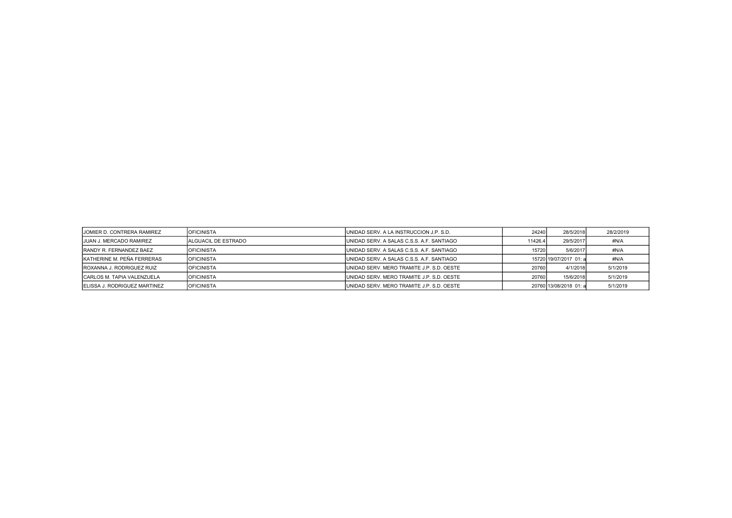| | | | | | |
|---|---|---|---|---|---|
| JOMIER D. CONTRERA RAMIREZ | OFICINISTA | UNIDAD SERV. A LA INSTRUCCION J.P. S.D. | 24240 | 28/5/2018 | 28/2/2019 |
| JUAN J. MERCADO RAMIREZ | ALGUACIL DE ESTRADO | UNIDAD SERV. A SALAS C.S.S. A.F. SANTIAGO | 11426.4 | 29/5/2017 | #N/A |
| RANDY R. FERNANDEZ BAEZ | OFICINISTA | UNIDAD SERV. A SALAS C.S.S. A.F. SANTIAGO | 15720 | 5/6/2017 | #N/A |
| KATHERINE M. PEÑA FERRERAS | OFICINISTA | UNIDAD SERV. A SALAS C.S.S. A.F. SANTIAGO | 15720 | 19/07/2017 01: a | #N/A |
| ROXANNA J. RODRIGUEZ RUIZ | OFICINISTA | UNIDAD SERV. MERO TRAMITE J.P. S.D. OESTE | 20760 | 4/1/2018 | 5/1/2019 |
| CARLOS M. TAPIA VALENZUELA | OFICINISTA | UNIDAD SERV. MERO TRAMITE J.P. S.D. OESTE | 20760 | 15/6/2018 | 5/1/2019 |
| ELISSA J. RODRIGUEZ MARTINEZ | OFICINISTA | UNIDAD SERV. MERO TRAMITE J.P. S.D. OESTE | 20760 | 13/08/2018 01: a | 5/1/2019 |